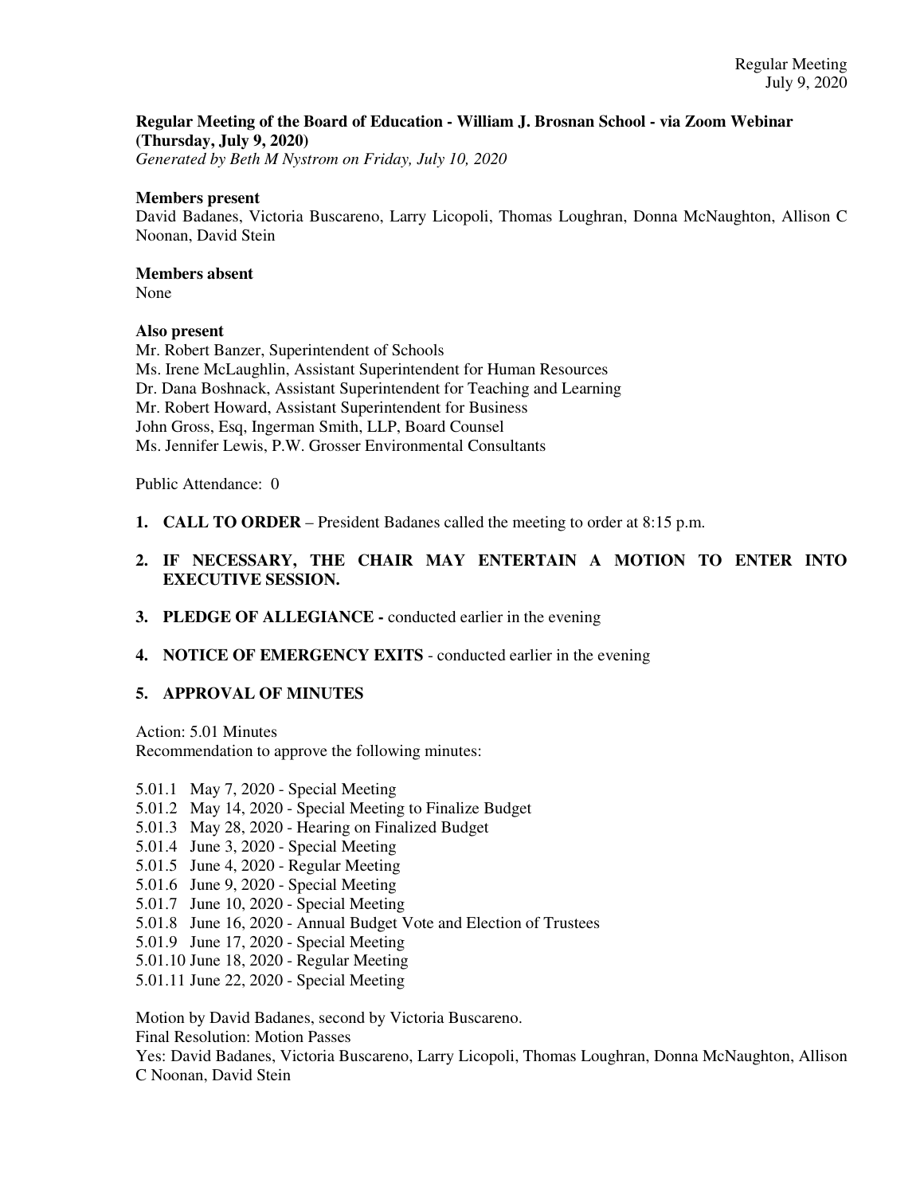**Regular Meeting of the Board of Education - William J. Brosnan School - via Zoom Webinar (Thursday, July 9, 2020)**
*Generated by Beth M Nystrom on Friday, July 10, 2020*

**Members present**
David Badanes, Victoria Buscareno, Larry Licopoli, Thomas Loughran, Donna McNaughton, Allison C Noonan, David Stein

**Members absent**
None

**Also present**
Mr. Robert Banzer, Superintendent of Schools
Ms. Irene McLaughlin, Assistant Superintendent for Human Resources
Dr. Dana Boshnack, Assistant Superintendent for Teaching and Learning
Mr. Robert Howard, Assistant Superintendent for Business
John Gross, Esq, Ingerman Smith, LLP, Board Counsel
Ms. Jennifer Lewis, P.W. Grosser Environmental Consultants

Public Attendance: 0

1. **CALL TO ORDER** – President Badanes called the meeting to order at 8:15 p.m.

2. **IF NECESSARY, THE CHAIR MAY ENTERTAIN A MOTION TO ENTER INTO EXECUTIVE SESSION.**

3. **PLEDGE OF ALLEGIANCE -** conducted earlier in the evening

4. **NOTICE OF EMERGENCY EXITS** - conducted earlier in the evening

5. **APPROVAL OF MINUTES**

Action: 5.01 Minutes
Recommendation to approve the following minutes:

5.01.1 May 7, 2020 - Special Meeting
5.01.2 May 14, 2020 - Special Meeting to Finalize Budget
5.01.3 May 28, 2020 - Hearing on Finalized Budget
5.01.4 June 3, 2020 - Special Meeting
5.01.5 June 4, 2020 - Regular Meeting
5.01.6 June 9, 2020 - Special Meeting
5.01.7 June 10, 2020 - Special Meeting
5.01.8 June 16, 2020 - Annual Budget Vote and Election of Trustees
5.01.9 June 17, 2020 - Special Meeting
5.01.10 June 18, 2020 - Regular Meeting
5.01.11 June 22, 2020 - Special Meeting

Motion by David Badanes, second by Victoria Buscareno.
Final Resolution: Motion Passes
Yes: David Badanes, Victoria Buscareno, Larry Licopoli, Thomas Loughran, Donna McNaughton, Allison C Noonan, David Stein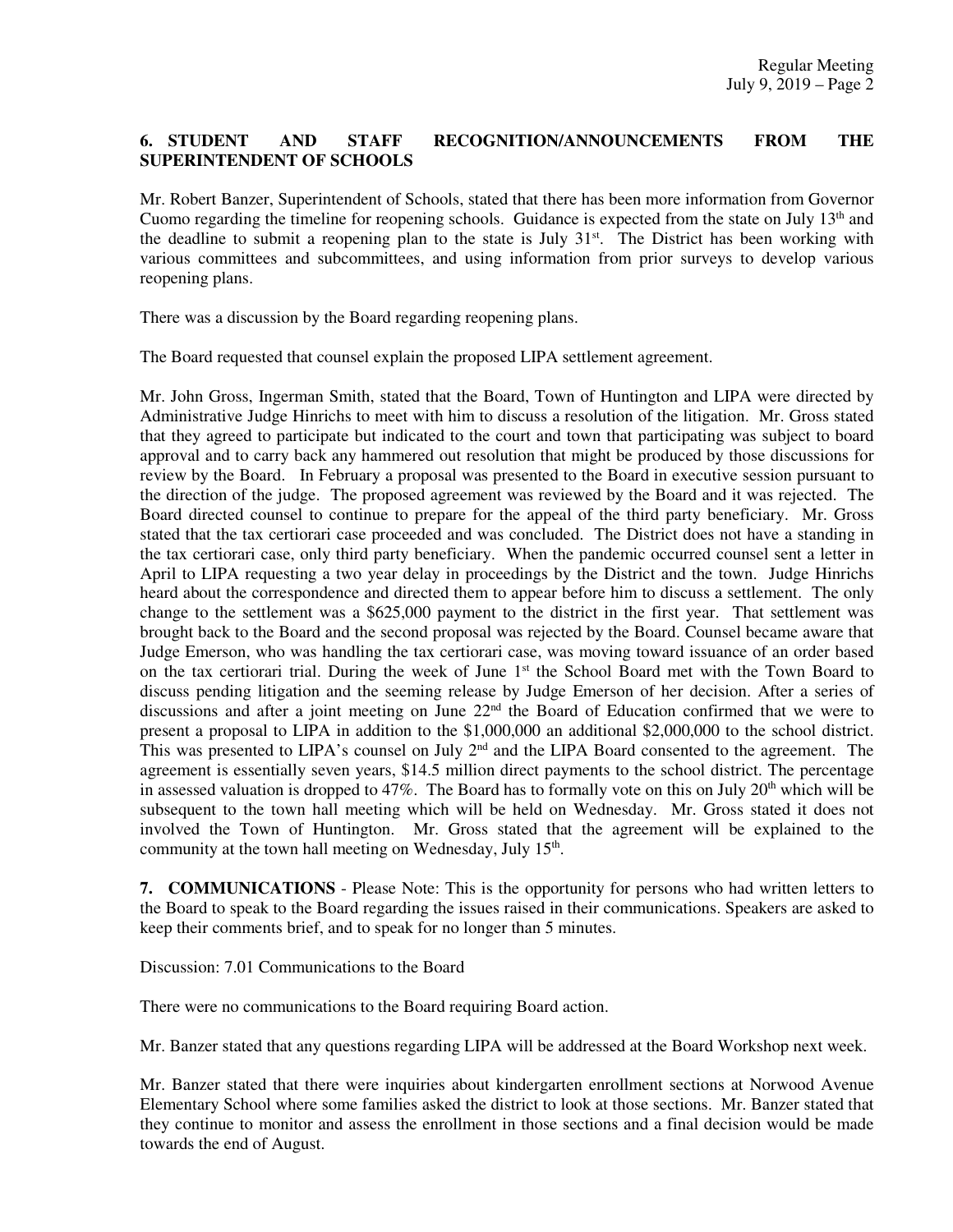**6. STUDENT AND STAFF RECOGNITION/ANNOUNCEMENTS FROM THE SUPERINTENDENT OF SCHOOLS**

Mr. Robert Banzer, Superintendent of Schools, stated that there has been more information from Governor Cuomo regarding the timeline for reopening schools. Guidance is expected from the state on July 13th and the deadline to submit a reopening plan to the state is July 31st. The District has been working with various committees and subcommittees, and using information from prior surveys to develop various reopening plans.

There was a discussion by the Board regarding reopening plans.

The Board requested that counsel explain the proposed LIPA settlement agreement.

Mr. John Gross, Ingerman Smith, stated that the Board, Town of Huntington and LIPA were directed by Administrative Judge Hinrichs to meet with him to discuss a resolution of the litigation. Mr. Gross stated that they agreed to participate but indicated to the court and town that participating was subject to board approval and to carry back any hammered out resolution that might be produced by those discussions for review by the Board. In February a proposal was presented to the Board in executive session pursuant to the direction of the judge. The proposed agreement was reviewed by the Board and it was rejected. The Board directed counsel to continue to prepare for the appeal of the third party beneficiary. Mr. Gross stated that the tax certiorari case proceeded and was concluded. The District does not have a standing in the tax certiorari case, only third party beneficiary. When the pandemic occurred counsel sent a letter in April to LIPA requesting a two year delay in proceedings by the District and the town. Judge Hinrichs heard about the correspondence and directed them to appear before him to discuss a settlement. The only change to the settlement was a $625,000 payment to the district in the first year. That settlement was brought back to the Board and the second proposal was rejected by the Board. Counsel became aware that Judge Emerson, who was handling the tax certiorari case, was moving toward issuance of an order based on the tax certiorari trial. During the week of June 1st the School Board met with the Town Board to discuss pending litigation and the seeming release by Judge Emerson of her decision. After a series of discussions and after a joint meeting on June 22nd the Board of Education confirmed that we were to present a proposal to LIPA in addition to the $1,000,000 an additional $2,000,000 to the school district. This was presented to LIPA's counsel on July 2nd and the LIPA Board consented to the agreement. The agreement is essentially seven years, $14.5 million direct payments to the school district. The percentage in assessed valuation is dropped to 47%. The Board has to formally vote on this on July 20th which will be subsequent to the town hall meeting which will be held on Wednesday. Mr. Gross stated it does not involved the Town of Huntington. Mr. Gross stated that the agreement will be explained to the community at the town hall meeting on Wednesday, July 15th.

**7. COMMUNICATIONS** - Please Note: This is the opportunity for persons who had written letters to the Board to speak to the Board regarding the issues raised in their communications. Speakers are asked to keep their comments brief, and to speak for no longer than 5 minutes.

Discussion: 7.01 Communications to the Board

There were no communications to the Board requiring Board action.

Mr. Banzer stated that any questions regarding LIPA will be addressed at the Board Workshop next week.

Mr. Banzer stated that there were inquiries about kindergarten enrollment sections at Norwood Avenue Elementary School where some families asked the district to look at those sections. Mr. Banzer stated that they continue to monitor and assess the enrollment in those sections and a final decision would be made towards the end of August.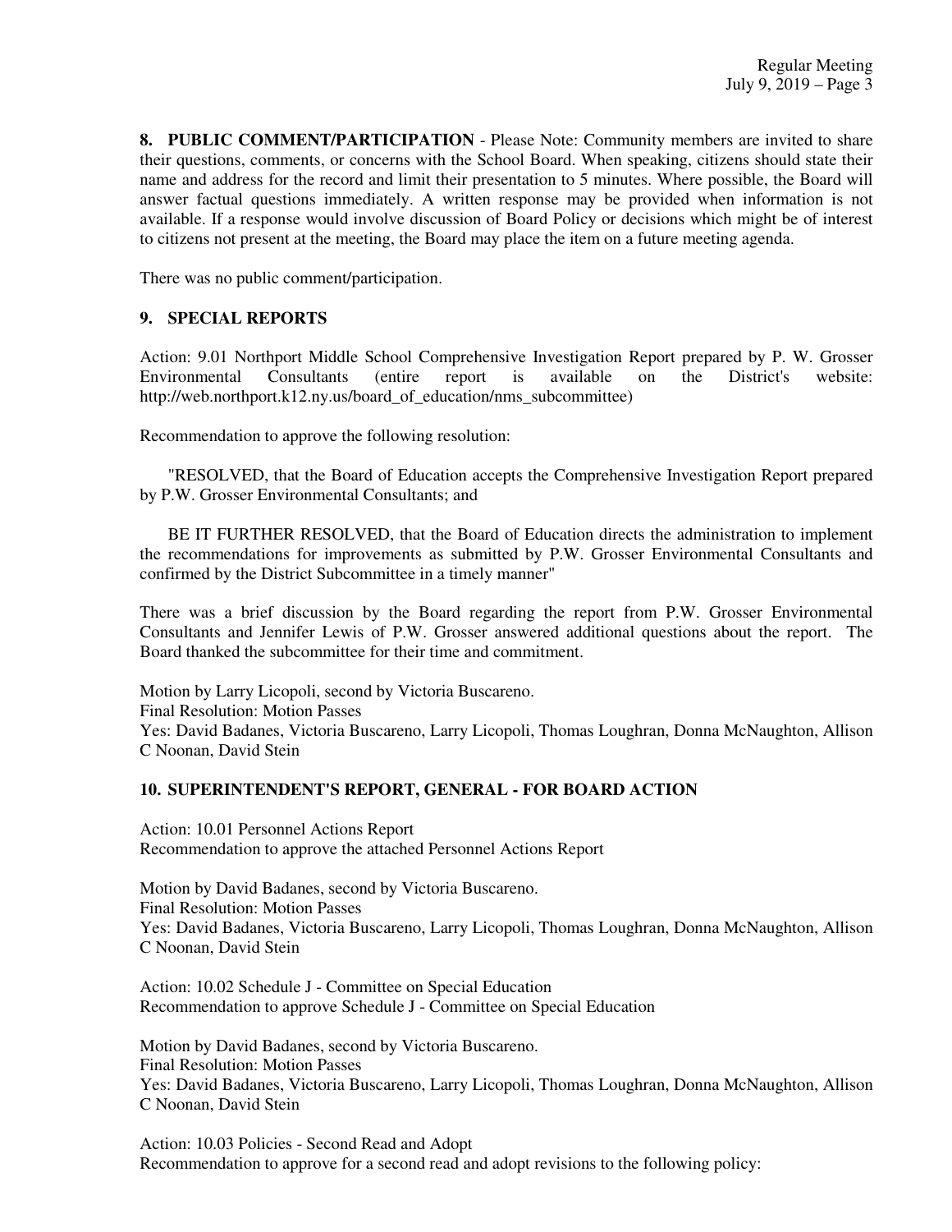**8. PUBLIC COMMENT/PARTICIPATION** - Please Note: Community members are invited to share their questions, comments, or concerns with the School Board. When speaking, citizens should state their name and address for the record and limit their presentation to 5 minutes. Where possible, the Board will answer factual questions immediately. A written response may be provided when information is not available. If a response would involve discussion of Board Policy or decisions which might be of interest to citizens not present at the meeting, the Board may place the item on a future meeting agenda.

There was no public comment/participation.

**9. SPECIAL REPORTS**

Action: 9.01 Northport Middle School Comprehensive Investigation Report prepared by P. W. Grosser Environmental Consultants (entire report is available on the District's website: http://web.northport.k12.ny.us/board_of_education/nms_subcommittee)

Recommendation to approve the following resolution:

"RESOLVED, that the Board of Education accepts the Comprehensive Investigation Report prepared by P.W. Grosser Environmental Consultants; and

BE IT FURTHER RESOLVED, that the Board of Education directs the administration to implement the recommendations for improvements as submitted by P.W. Grosser Environmental Consultants and confirmed by the District Subcommittee in a timely manner"

There was a brief discussion by the Board regarding the report from P.W. Grosser Environmental Consultants and Jennifer Lewis of P.W. Grosser answered additional questions about the report. The Board thanked the subcommittee for their time and commitment.

Motion by Larry Licopoli, second by Victoria Buscareno.
Final Resolution: Motion Passes
Yes: David Badanes, Victoria Buscareno, Larry Licopoli, Thomas Loughran, Donna McNaughton, Allison C Noonan, David Stein

**10. SUPERINTENDENT'S REPORT, GENERAL - FOR BOARD ACTION**

Action: 10.01 Personnel Actions Report
Recommendation to approve the attached Personnel Actions Report

Motion by David Badanes, second by Victoria Buscareno.
Final Resolution: Motion Passes
Yes: David Badanes, Victoria Buscareno, Larry Licopoli, Thomas Loughran, Donna McNaughton, Allison C Noonan, David Stein

Action: 10.02 Schedule J - Committee on Special Education
Recommendation to approve Schedule J - Committee on Special Education

Motion by David Badanes, second by Victoria Buscareno.
Final Resolution: Motion Passes
Yes: David Badanes, Victoria Buscareno, Larry Licopoli, Thomas Loughran, Donna McNaughton, Allison C Noonan, David Stein

Action: 10.03 Policies - Second Read and Adopt
Recommendation to approve for a second read and adopt revisions to the following policy: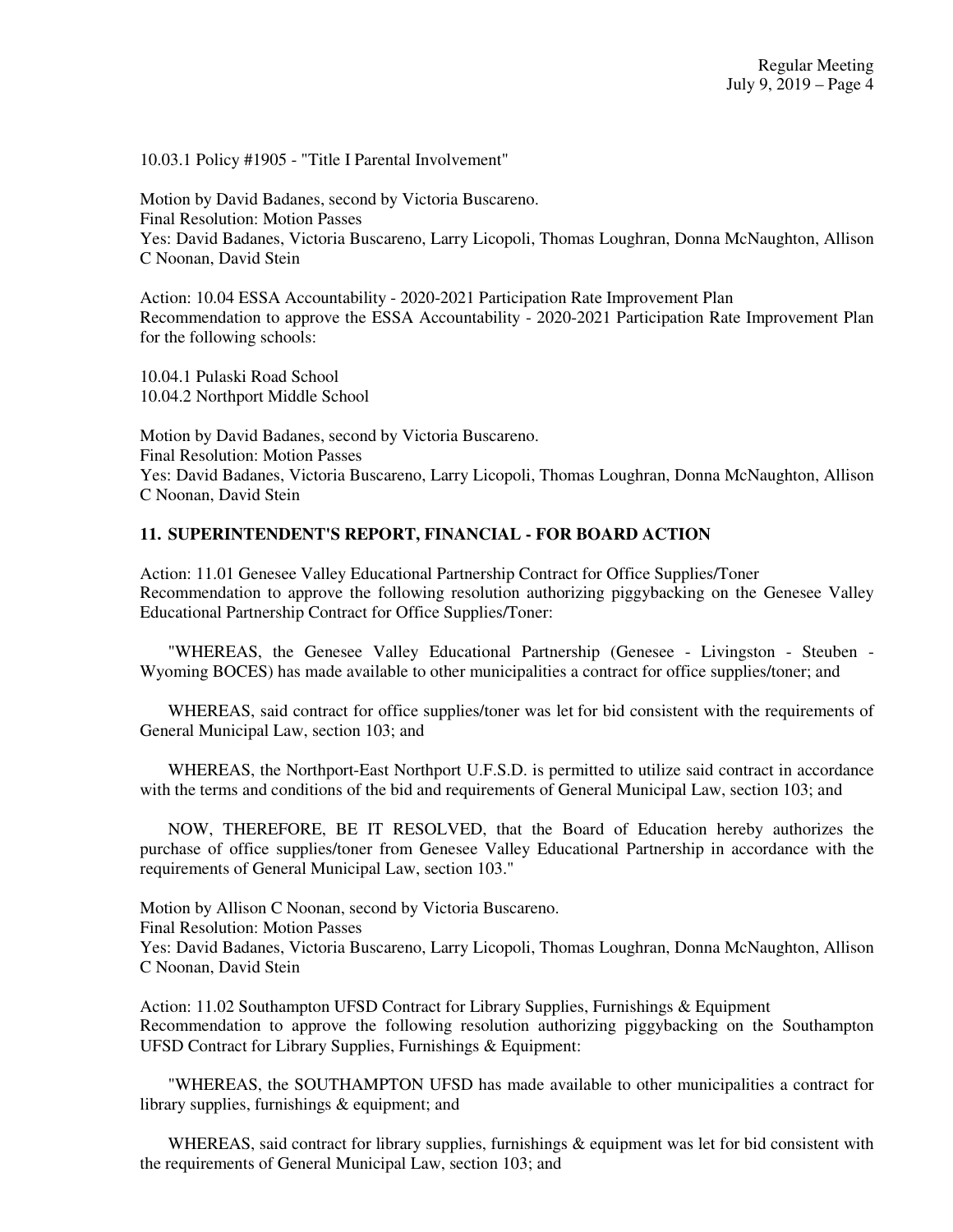10.03.1 Policy #1905 - "Title I Parental Involvement"

Motion by David Badanes, second by Victoria Buscareno.
Final Resolution: Motion Passes
Yes: David Badanes, Victoria Buscareno, Larry Licopoli, Thomas Loughran, Donna McNaughton, Allison C Noonan, David Stein

Action: 10.04 ESSA Accountability - 2020-2021 Participation Rate Improvement Plan
Recommendation to approve the ESSA Accountability - 2020-2021 Participation Rate Improvement Plan for the following schools:

10.04.1 Pulaski Road School
10.04.2 Northport Middle School

Motion by David Badanes, second by Victoria Buscareno.
Final Resolution: Motion Passes
Yes: David Badanes, Victoria Buscareno, Larry Licopoli, Thomas Loughran, Donna McNaughton, Allison C Noonan, David Stein

## 11. SUPERINTENDENT'S REPORT, FINANCIAL - FOR BOARD ACTION

Action: 11.01 Genesee Valley Educational Partnership Contract for Office Supplies/Toner
Recommendation to approve the following resolution authorizing piggybacking on the Genesee Valley Educational Partnership Contract for Office Supplies/Toner:

"WHEREAS, the Genesee Valley Educational Partnership (Genesee - Livingston - Steuben - Wyoming BOCES) has made available to other municipalities a contract for office supplies/toner; and

WHEREAS, said contract for office supplies/toner was let for bid consistent with the requirements of General Municipal Law, section 103; and

WHEREAS, the Northport-East Northport U.F.S.D. is permitted to utilize said contract in accordance with the terms and conditions of the bid and requirements of General Municipal Law, section 103; and

NOW, THEREFORE, BE IT RESOLVED, that the Board of Education hereby authorizes the purchase of office supplies/toner from Genesee Valley Educational Partnership in accordance with the requirements of General Municipal Law, section 103."

Motion by Allison C Noonan, second by Victoria Buscareno.
Final Resolution: Motion Passes
Yes: David Badanes, Victoria Buscareno, Larry Licopoli, Thomas Loughran, Donna McNaughton, Allison C Noonan, David Stein

Action: 11.02 Southampton UFSD Contract for Library Supplies, Furnishings & Equipment
Recommendation to approve the following resolution authorizing piggybacking on the Southampton UFSD Contract for Library Supplies, Furnishings & Equipment:

"WHEREAS, the SOUTHAMPTON UFSD has made available to other municipalities a contract for library supplies, furnishings & equipment; and

WHEREAS, said contract for library supplies, furnishings & equipment was let for bid consistent with the requirements of General Municipal Law, section 103; and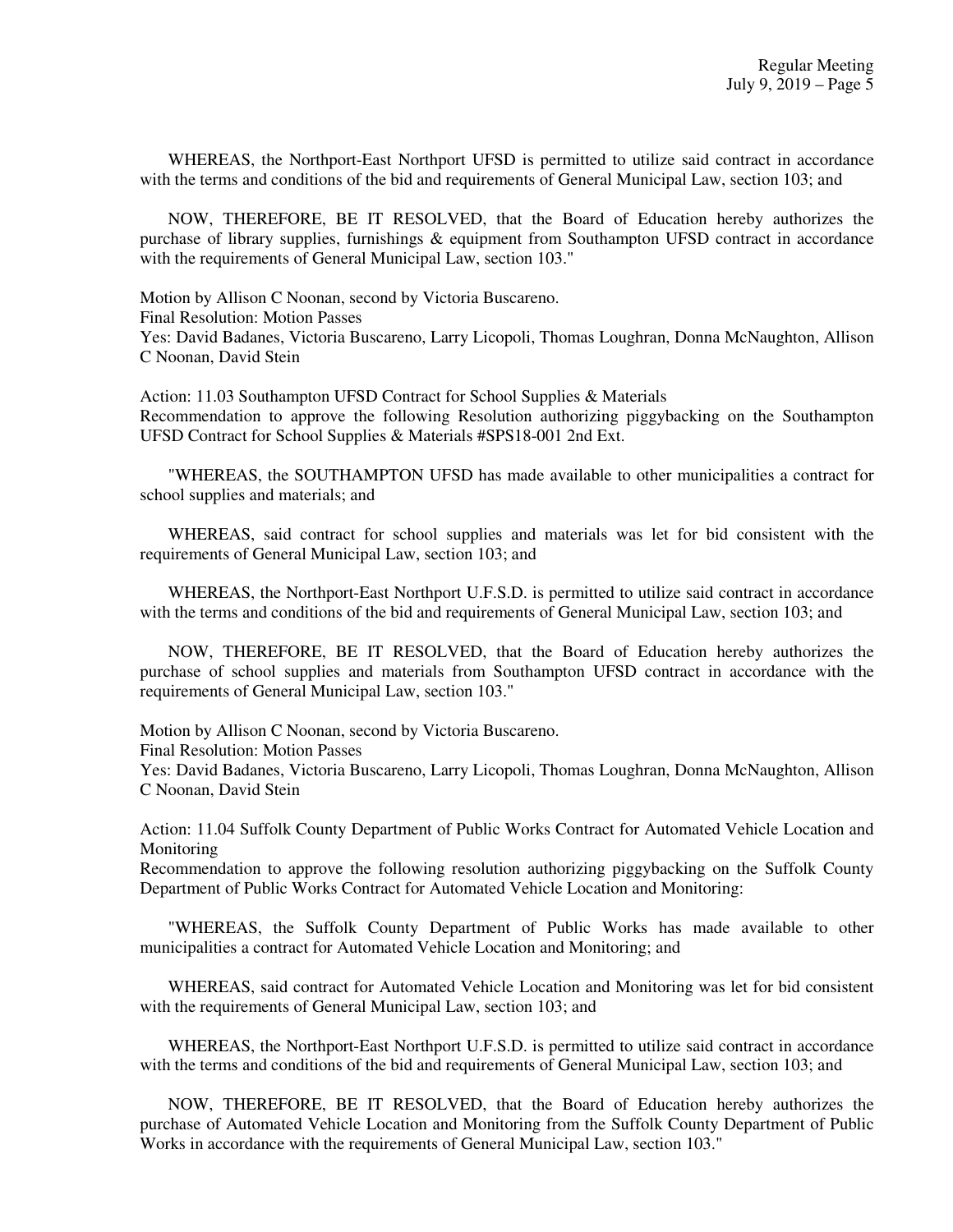WHEREAS, the Northport-East Northport UFSD is permitted to utilize said contract in accordance with the terms and conditions of the bid and requirements of General Municipal Law, section 103; and

NOW, THEREFORE, BE IT RESOLVED, that the Board of Education hereby authorizes the purchase of library supplies, furnishings & equipment from Southampton UFSD contract in accordance with the requirements of General Municipal Law, section 103."

Motion by Allison C Noonan, second by Victoria Buscareno.
Final Resolution: Motion Passes
Yes: David Badanes, Victoria Buscareno, Larry Licopoli, Thomas Loughran, Donna McNaughton, Allison C Noonan, David Stein

Action: 11.03 Southampton UFSD Contract for School Supplies & Materials
Recommendation to approve the following Resolution authorizing piggybacking on the Southampton UFSD Contract for School Supplies & Materials #SPS18-001 2nd Ext.

"WHEREAS, the SOUTHAMPTON UFSD has made available to other municipalities a contract for school supplies and materials; and

WHEREAS, said contract for school supplies and materials was let for bid consistent with the requirements of General Municipal Law, section 103; and

WHEREAS, the Northport-East Northport U.F.S.D. is permitted to utilize said contract in accordance with the terms and conditions of the bid and requirements of General Municipal Law, section 103; and

NOW, THEREFORE, BE IT RESOLVED, that the Board of Education hereby authorizes the purchase of school supplies and materials from Southampton UFSD contract in accordance with the requirements of General Municipal Law, section 103."

Motion by Allison C Noonan, second by Victoria Buscareno.
Final Resolution: Motion Passes
Yes: David Badanes, Victoria Buscareno, Larry Licopoli, Thomas Loughran, Donna McNaughton, Allison C Noonan, David Stein

Action: 11.04 Suffolk County Department of Public Works Contract for Automated Vehicle Location and Monitoring
Recommendation to approve the following resolution authorizing piggybacking on the Suffolk County Department of Public Works Contract for Automated Vehicle Location and Monitoring:

"WHEREAS, the Suffolk County Department of Public Works has made available to other municipalities a contract for Automated Vehicle Location and Monitoring; and

WHEREAS, said contract for Automated Vehicle Location and Monitoring was let for bid consistent with the requirements of General Municipal Law, section 103; and

WHEREAS, the Northport-East Northport U.F.S.D. is permitted to utilize said contract in accordance with the terms and conditions of the bid and requirements of General Municipal Law, section 103; and

NOW, THEREFORE, BE IT RESOLVED, that the Board of Education hereby authorizes the purchase of Automated Vehicle Location and Monitoring from the Suffolk County Department of Public Works in accordance with the requirements of General Municipal Law, section 103."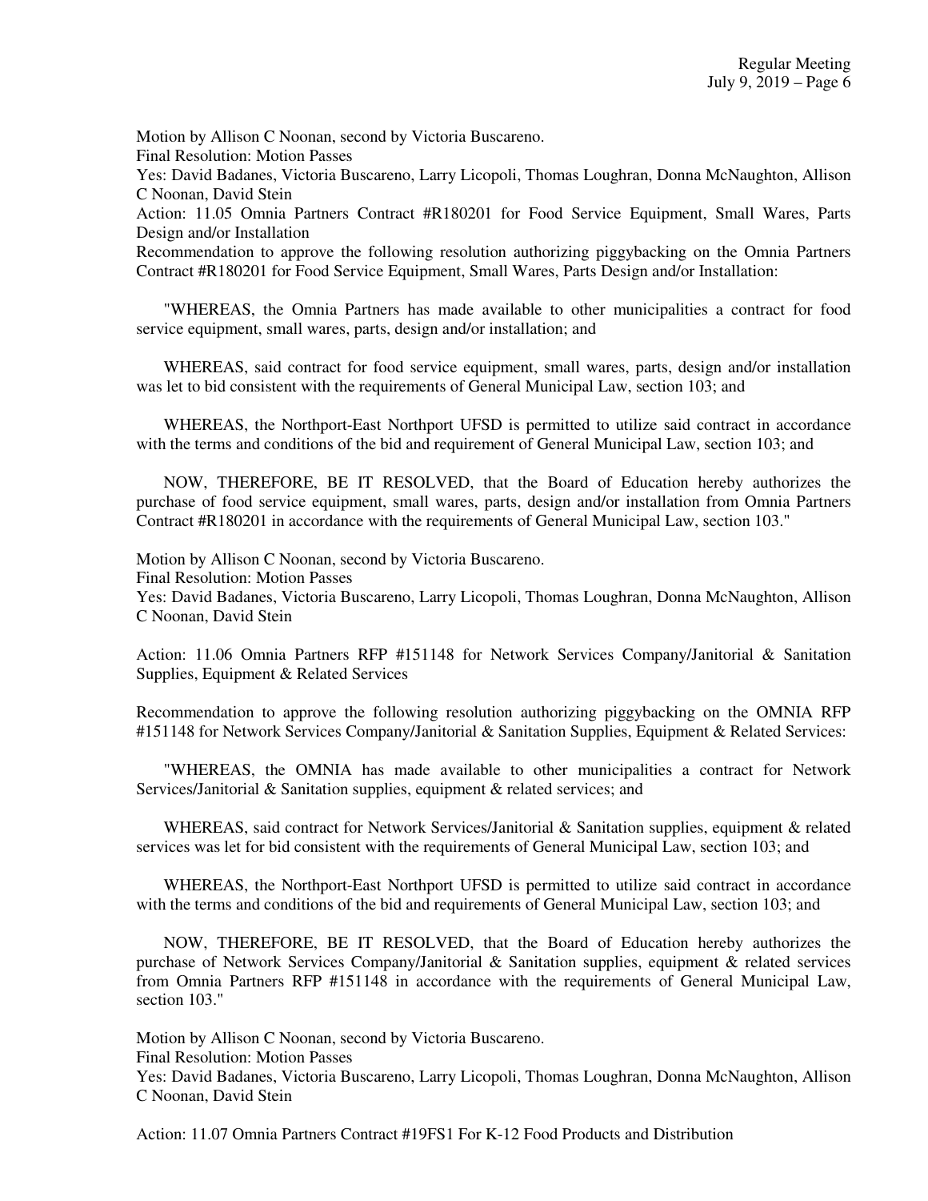Motion by Allison C Noonan, second by Victoria Buscareno.
Final Resolution: Motion Passes
Yes: David Badanes, Victoria Buscareno, Larry Licopoli, Thomas Loughran, Donna McNaughton, Allison C Noonan, David Stein
Action: 11.05 Omnia Partners Contract #R180201 for Food Service Equipment, Small Wares, Parts Design and/or Installation
Recommendation to approve the following resolution authorizing piggybacking on the Omnia Partners Contract #R180201 for Food Service Equipment, Small Wares, Parts Design and/or Installation:

"WHEREAS, the Omnia Partners has made available to other municipalities a contract for food service equipment, small wares, parts, design and/or installation; and

WHEREAS, said contract for food service equipment, small wares, parts, design and/or installation was let to bid consistent with the requirements of General Municipal Law, section 103; and

WHEREAS, the Northport-East Northport UFSD is permitted to utilize said contract in accordance with the terms and conditions of the bid and requirement of General Municipal Law, section 103; and

NOW, THEREFORE, BE IT RESOLVED, that the Board of Education hereby authorizes the purchase of food service equipment, small wares, parts, design and/or installation from Omnia Partners Contract #R180201 in accordance with the requirements of General Municipal Law, section 103."

Motion by Allison C Noonan, second by Victoria Buscareno.
Final Resolution: Motion Passes
Yes: David Badanes, Victoria Buscareno, Larry Licopoli, Thomas Loughran, Donna McNaughton, Allison C Noonan, David Stein

Action: 11.06 Omnia Partners RFP #151148 for Network Services Company/Janitorial & Sanitation Supplies, Equipment & Related Services

Recommendation to approve the following resolution authorizing piggybacking on the OMNIA RFP #151148 for Network Services Company/Janitorial & Sanitation Supplies, Equipment & Related Services:

"WHEREAS, the OMNIA has made available to other municipalities a contract for Network Services/Janitorial & Sanitation supplies, equipment & related services; and

WHEREAS, said contract for Network Services/Janitorial & Sanitation supplies, equipment & related services was let for bid consistent with the requirements of General Municipal Law, section 103; and

WHEREAS, the Northport-East Northport UFSD is permitted to utilize said contract in accordance with the terms and conditions of the bid and requirements of General Municipal Law, section 103; and

NOW, THEREFORE, BE IT RESOLVED, that the Board of Education hereby authorizes the purchase of Network Services Company/Janitorial & Sanitation supplies, equipment & related services from Omnia Partners RFP #151148 in accordance with the requirements of General Municipal Law, section 103."

Motion by Allison C Noonan, second by Victoria Buscareno.
Final Resolution: Motion Passes
Yes: David Badanes, Victoria Buscareno, Larry Licopoli, Thomas Loughran, Donna McNaughton, Allison C Noonan, David Stein

Action: 11.07 Omnia Partners Contract #19FS1 For K-12 Food Products and Distribution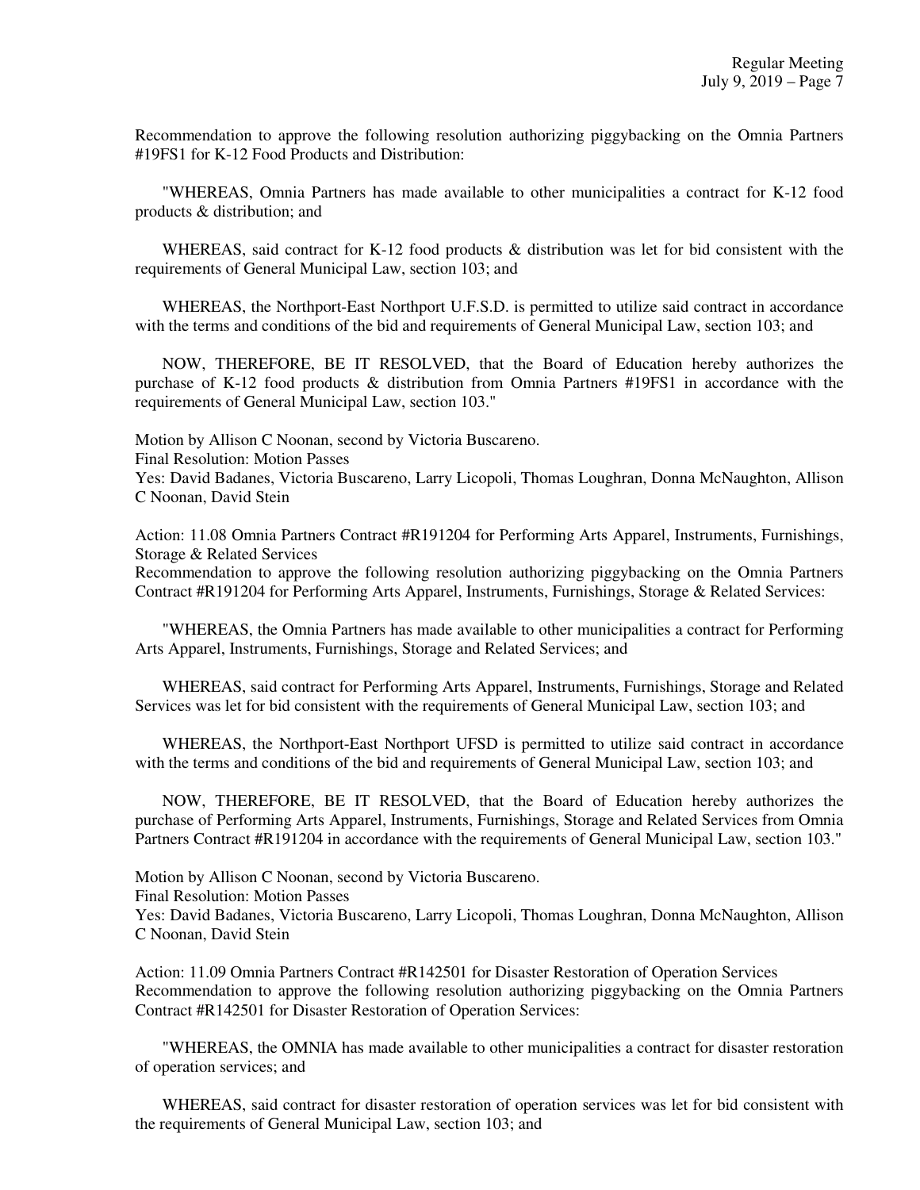Recommendation to approve the following resolution authorizing piggybacking on the Omnia Partners #19FS1 for K-12 Food Products and Distribution:

"WHEREAS, Omnia Partners has made available to other municipalities a contract for K-12 food products & distribution; and

WHEREAS, said contract for K-12 food products & distribution was let for bid consistent with the requirements of General Municipal Law, section 103; and

WHEREAS, the Northport-East Northport U.F.S.D. is permitted to utilize said contract in accordance with the terms and conditions of the bid and requirements of General Municipal Law, section 103; and

NOW, THEREFORE, BE IT RESOLVED, that the Board of Education hereby authorizes the purchase of K-12 food products & distribution from Omnia Partners #19FS1 in accordance with the requirements of General Municipal Law, section 103."

Motion by Allison C Noonan, second by Victoria Buscareno.
Final Resolution: Motion Passes
Yes: David Badanes, Victoria Buscareno, Larry Licopoli, Thomas Loughran, Donna McNaughton, Allison C Noonan, David Stein

Action: 11.08 Omnia Partners Contract #R191204 for Performing Arts Apparel, Instruments, Furnishings, Storage & Related Services
Recommendation to approve the following resolution authorizing piggybacking on the Omnia Partners Contract #R191204 for Performing Arts Apparel, Instruments, Furnishings, Storage & Related Services:

"WHEREAS, the Omnia Partners has made available to other municipalities a contract for Performing Arts Apparel, Instruments, Furnishings, Storage and Related Services; and

WHEREAS, said contract for Performing Arts Apparel, Instruments, Furnishings, Storage and Related Services was let for bid consistent with the requirements of General Municipal Law, section 103; and

WHEREAS, the Northport-East Northport UFSD is permitted to utilize said contract in accordance with the terms and conditions of the bid and requirements of General Municipal Law, section 103; and

NOW, THEREFORE, BE IT RESOLVED, that the Board of Education hereby authorizes the purchase of Performing Arts Apparel, Instruments, Furnishings, Storage and Related Services from Omnia Partners Contract #R191204 in accordance with the requirements of General Municipal Law, section 103."

Motion by Allison C Noonan, second by Victoria Buscareno.
Final Resolution: Motion Passes
Yes: David Badanes, Victoria Buscareno, Larry Licopoli, Thomas Loughran, Donna McNaughton, Allison C Noonan, David Stein

Action: 11.09 Omnia Partners Contract #R142501 for Disaster Restoration of Operation Services
Recommendation to approve the following resolution authorizing piggybacking on the Omnia Partners Contract #R142501 for Disaster Restoration of Operation Services:

"WHEREAS, the OMNIA has made available to other municipalities a contract for disaster restoration of operation services; and

WHEREAS, said contract for disaster restoration of operation services was let for bid consistent with the requirements of General Municipal Law, section 103; and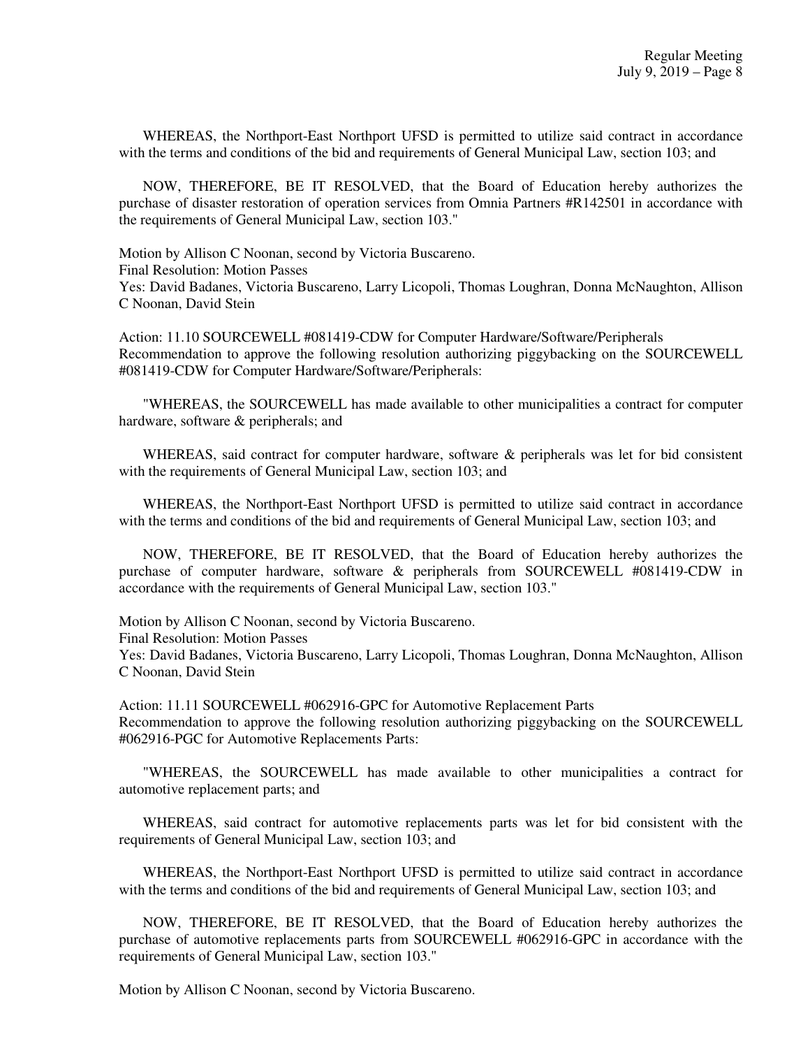WHEREAS, the Northport-East Northport UFSD is permitted to utilize said contract in accordance with the terms and conditions of the bid and requirements of General Municipal Law, section 103; and

NOW, THEREFORE, BE IT RESOLVED, that the Board of Education hereby authorizes the purchase of disaster restoration of operation services from Omnia Partners #R142501 in accordance with the requirements of General Municipal Law, section 103."

Motion by Allison C Noonan, second by Victoria Buscareno.
Final Resolution: Motion Passes
Yes: David Badanes, Victoria Buscareno, Larry Licopoli, Thomas Loughran, Donna McNaughton, Allison C Noonan, David Stein

Action: 11.10 SOURCEWELL #081419-CDW for Computer Hardware/Software/Peripherals
Recommendation to approve the following resolution authorizing piggybacking on the SOURCEWELL #081419-CDW for Computer Hardware/Software/Peripherals:

"WHEREAS, the SOURCEWELL has made available to other municipalities a contract for computer hardware, software & peripherals; and

WHEREAS, said contract for computer hardware, software & peripherals was let for bid consistent with the requirements of General Municipal Law, section 103; and

WHEREAS, the Northport-East Northport UFSD is permitted to utilize said contract in accordance with the terms and conditions of the bid and requirements of General Municipal Law, section 103; and

NOW, THEREFORE, BE IT RESOLVED, that the Board of Education hereby authorizes the purchase of computer hardware, software & peripherals from SOURCEWELL #081419-CDW in accordance with the requirements of General Municipal Law, section 103."

Motion by Allison C Noonan, second by Victoria Buscareno.
Final Resolution: Motion Passes
Yes: David Badanes, Victoria Buscareno, Larry Licopoli, Thomas Loughran, Donna McNaughton, Allison C Noonan, David Stein

Action: 11.11 SOURCEWELL #062916-GPC for Automotive Replacement Parts
Recommendation to approve the following resolution authorizing piggybacking on the SOURCEWELL #062916-PGC for Automotive Replacements Parts:

"WHEREAS, the SOURCEWELL has made available to other municipalities a contract for automotive replacement parts; and

WHEREAS, said contract for automotive replacements parts was let for bid consistent with the requirements of General Municipal Law, section 103; and

WHEREAS, the Northport-East Northport UFSD is permitted to utilize said contract in accordance with the terms and conditions of the bid and requirements of General Municipal Law, section 103; and

NOW, THEREFORE, BE IT RESOLVED, that the Board of Education hereby authorizes the purchase of automotive replacements parts from SOURCEWELL #062916-GPC in accordance with the requirements of General Municipal Law, section 103."

Motion by Allison C Noonan, second by Victoria Buscareno.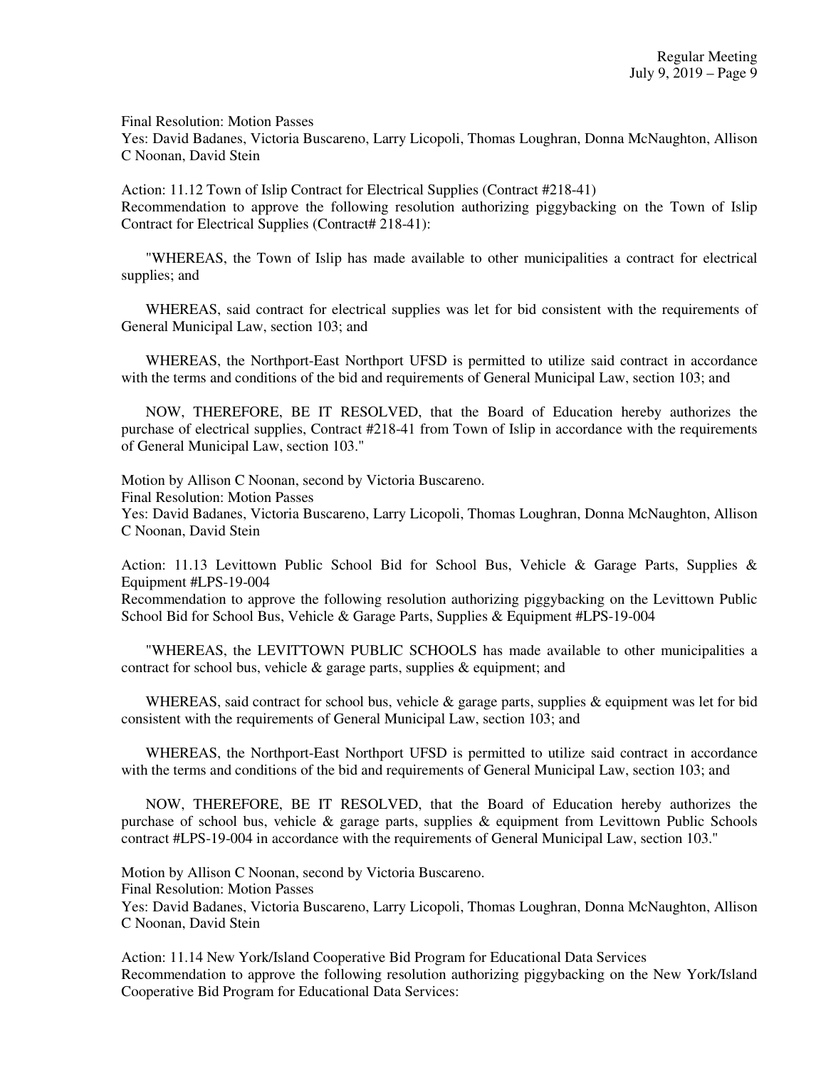Final Resolution: Motion Passes
Yes: David Badanes, Victoria Buscareno, Larry Licopoli, Thomas Loughran, Donna McNaughton, Allison C Noonan, David Stein

Action: 11.12 Town of Islip Contract for Electrical Supplies (Contract #218-41)
Recommendation to approve the following resolution authorizing piggybacking on the Town of Islip Contract for Electrical Supplies (Contract# 218-41):

"WHEREAS, the Town of Islip has made available to other municipalities a contract for electrical supplies; and

WHEREAS, said contract for electrical supplies was let for bid consistent with the requirements of General Municipal Law, section 103; and

WHEREAS, the Northport-East Northport UFSD is permitted to utilize said contract in accordance with the terms and conditions of the bid and requirements of General Municipal Law, section 103; and

NOW, THEREFORE, BE IT RESOLVED, that the Board of Education hereby authorizes the purchase of electrical supplies, Contract #218-41 from Town of Islip in accordance with the requirements of General Municipal Law, section 103."

Motion by Allison C Noonan, second by Victoria Buscareno.
Final Resolution: Motion Passes
Yes: David Badanes, Victoria Buscareno, Larry Licopoli, Thomas Loughran, Donna McNaughton, Allison C Noonan, David Stein

Action: 11.13 Levittown Public School Bid for School Bus, Vehicle & Garage Parts, Supplies & Equipment #LPS-19-004
Recommendation to approve the following resolution authorizing piggybacking on the Levittown Public School Bid for School Bus, Vehicle & Garage Parts, Supplies & Equipment #LPS-19-004

"WHEREAS, the LEVITTOWN PUBLIC SCHOOLS has made available to other municipalities a contract for school bus, vehicle & garage parts, supplies & equipment; and

WHEREAS, said contract for school bus, vehicle & garage parts, supplies & equipment was let for bid consistent with the requirements of General Municipal Law, section 103; and

WHEREAS, the Northport-East Northport UFSD is permitted to utilize said contract in accordance with the terms and conditions of the bid and requirements of General Municipal Law, section 103; and

NOW, THEREFORE, BE IT RESOLVED, that the Board of Education hereby authorizes the purchase of school bus, vehicle & garage parts, supplies & equipment from Levittown Public Schools contract #LPS-19-004 in accordance with the requirements of General Municipal Law, section 103."

Motion by Allison C Noonan, second by Victoria Buscareno.
Final Resolution: Motion Passes
Yes: David Badanes, Victoria Buscareno, Larry Licopoli, Thomas Loughran, Donna McNaughton, Allison C Noonan, David Stein

Action: 11.14 New York/Island Cooperative Bid Program for Educational Data Services
Recommendation to approve the following resolution authorizing piggybacking on the New York/Island Cooperative Bid Program for Educational Data Services: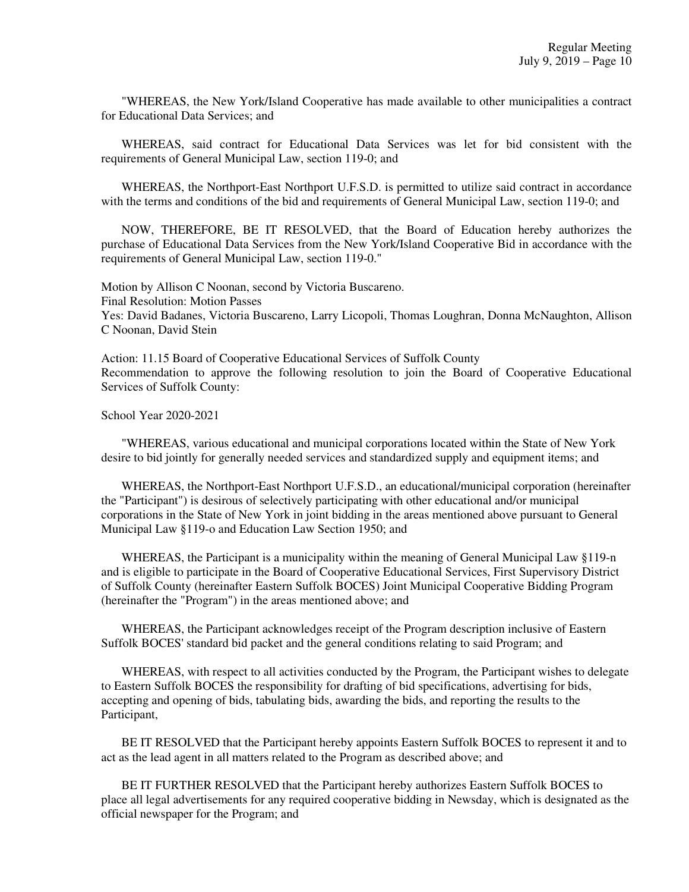"WHEREAS, the New York/Island Cooperative has made available to other municipalities a contract for Educational Data Services; and

WHEREAS, said contract for Educational Data Services was let for bid consistent with the requirements of General Municipal Law, section 119-0; and

WHEREAS, the Northport-East Northport U.F.S.D. is permitted to utilize said contract in accordance with the terms and conditions of the bid and requirements of General Municipal Law, section 119-0; and

NOW, THEREFORE, BE IT RESOLVED, that the Board of Education hereby authorizes the purchase of Educational Data Services from the New York/Island Cooperative Bid in accordance with the requirements of General Municipal Law, section 119-0."

Motion by Allison C Noonan, second by Victoria Buscareno.
Final Resolution: Motion Passes
Yes: David Badanes, Victoria Buscareno, Larry Licopoli, Thomas Loughran, Donna McNaughton, Allison C Noonan, David Stein

Action: 11.15 Board of Cooperative Educational Services of Suffolk County
Recommendation to approve the following resolution to join the Board of Cooperative Educational Services of Suffolk County:

School Year 2020-2021

"WHEREAS, various educational and municipal corporations located within the State of New York desire to bid jointly for generally needed services and standardized supply and equipment items; and

WHEREAS, the Northport-East Northport U.F.S.D., an educational/municipal corporation (hereinafter the "Participant") is desirous of selectively participating with other educational and/or municipal corporations in the State of New York in joint bidding in the areas mentioned above pursuant to General Municipal Law §119-o and Education Law Section 1950; and

WHEREAS, the Participant is a municipality within the meaning of General Municipal Law §119-n and is eligible to participate in the Board of Cooperative Educational Services, First Supervisory District of Suffolk County (hereinafter Eastern Suffolk BOCES) Joint Municipal Cooperative Bidding Program (hereinafter the "Program") in the areas mentioned above; and

WHEREAS, the Participant acknowledges receipt of the Program description inclusive of Eastern Suffolk BOCES' standard bid packet and the general conditions relating to said Program; and

WHEREAS, with respect to all activities conducted by the Program, the Participant wishes to delegate to Eastern Suffolk BOCES the responsibility for drafting of bid specifications, advertising for bids, accepting and opening of bids, tabulating bids, awarding the bids, and reporting the results to the Participant,

BE IT RESOLVED that the Participant hereby appoints Eastern Suffolk BOCES to represent it and to act as the lead agent in all matters related to the Program as described above; and

BE IT FURTHER RESOLVED that the Participant hereby authorizes Eastern Suffolk BOCES to place all legal advertisements for any required cooperative bidding in Newsday, which is designated as the official newspaper for the Program; and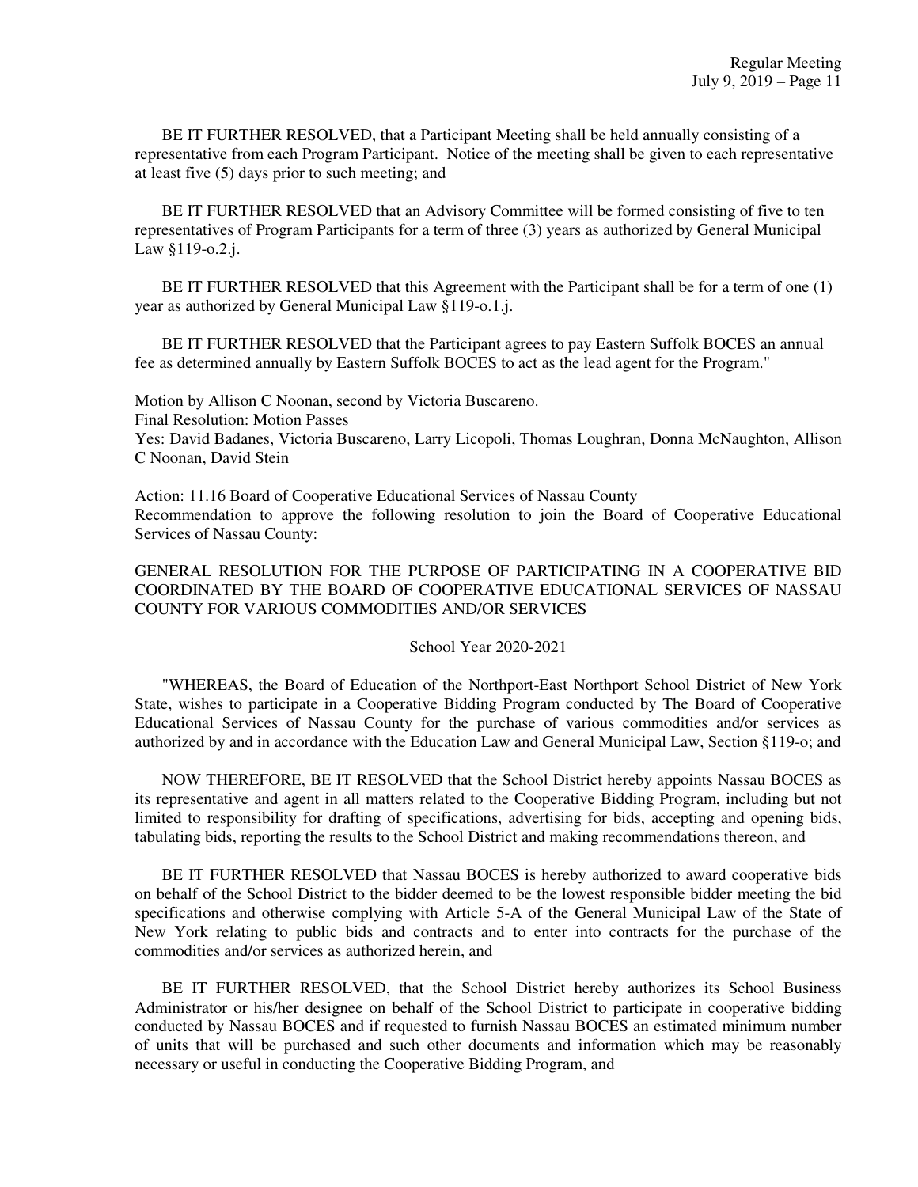BE IT FURTHER RESOLVED, that a Participant Meeting shall be held annually consisting of a representative from each Program Participant. Notice of the meeting shall be given to each representative at least five (5) days prior to such meeting; and

BE IT FURTHER RESOLVED that an Advisory Committee will be formed consisting of five to ten representatives of Program Participants for a term of three (3) years as authorized by General Municipal Law §119-o.2.j.

BE IT FURTHER RESOLVED that this Agreement with the Participant shall be for a term of one (1) year as authorized by General Municipal Law §119-o.1.j.

BE IT FURTHER RESOLVED that the Participant agrees to pay Eastern Suffolk BOCES an annual fee as determined annually by Eastern Suffolk BOCES to act as the lead agent for the Program."

Motion by Allison C Noonan, second by Victoria Buscareno.
Final Resolution: Motion Passes
Yes: David Badanes, Victoria Buscareno, Larry Licopoli, Thomas Loughran, Donna McNaughton, Allison C Noonan, David Stein

Action: 11.16 Board of Cooperative Educational Services of Nassau County
Recommendation to approve the following resolution to join the Board of Cooperative Educational Services of Nassau County:

GENERAL RESOLUTION FOR THE PURPOSE OF PARTICIPATING IN A COOPERATIVE BID COORDINATED BY THE BOARD OF COOPERATIVE EDUCATIONAL SERVICES OF NASSAU COUNTY FOR VARIOUS COMMODITIES AND/OR SERVICES

School Year 2020-2021

"WHEREAS, the Board of Education of the Northport-East Northport School District of New York State, wishes to participate in a Cooperative Bidding Program conducted by The Board of Cooperative Educational Services of Nassau County for the purchase of various commodities and/or services as authorized by and in accordance with the Education Law and General Municipal Law, Section §119-o; and

NOW THEREFORE, BE IT RESOLVED that the School District hereby appoints Nassau BOCES as its representative and agent in all matters related to the Cooperative Bidding Program, including but not limited to responsibility for drafting of specifications, advertising for bids, accepting and opening bids, tabulating bids, reporting the results to the School District and making recommendations thereon, and

BE IT FURTHER RESOLVED that Nassau BOCES is hereby authorized to award cooperative bids on behalf of the School District to the bidder deemed to be the lowest responsible bidder meeting the bid specifications and otherwise complying with Article 5-A of the General Municipal Law of the State of New York relating to public bids and contracts and to enter into contracts for the purchase of the commodities and/or services as authorized herein, and

BE IT FURTHER RESOLVED, that the School District hereby authorizes its School Business Administrator or his/her designee on behalf of the School District to participate in cooperative bidding conducted by Nassau BOCES and if requested to furnish Nassau BOCES an estimated minimum number of units that will be purchased and such other documents and information which may be reasonably necessary or useful in conducting the Cooperative Bidding Program, and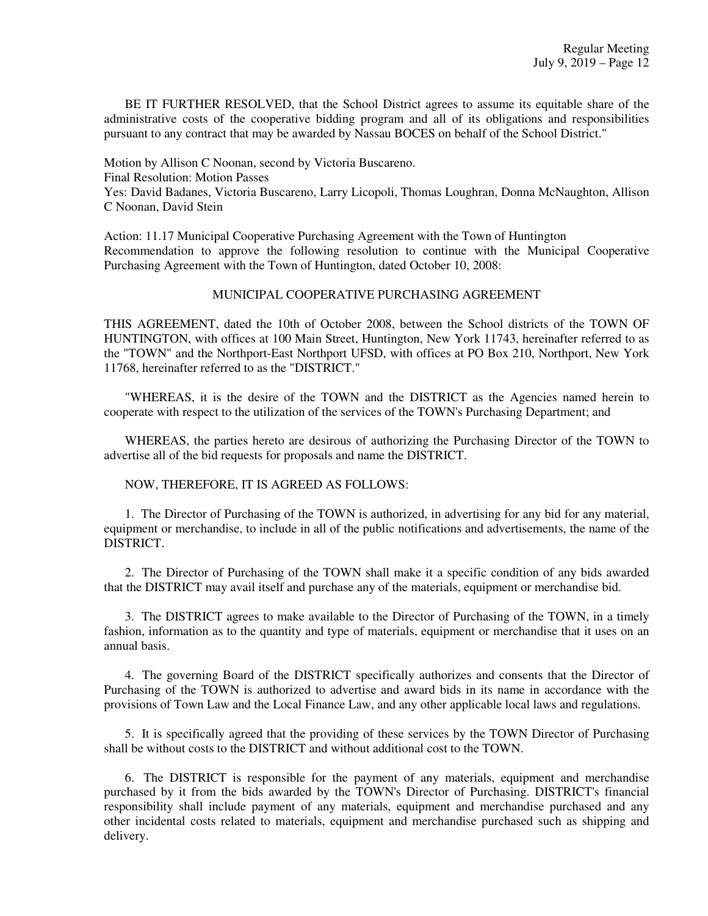BE IT FURTHER RESOLVED, that the School District agrees to assume its equitable share of the administrative costs of the cooperative bidding program and all of its obligations and responsibilities pursuant to any contract that may be awarded by Nassau BOCES on behalf of the School District."

Motion by Allison C Noonan, second by Victoria Buscareno.
Final Resolution: Motion Passes
Yes: David Badanes, Victoria Buscareno, Larry Licopoli, Thomas Loughran, Donna McNaughton, Allison C Noonan, David Stein

Action: 11.17 Municipal Cooperative Purchasing Agreement with the Town of Huntington
Recommendation to approve the following resolution to continue with the Municipal Cooperative Purchasing Agreement with the Town of Huntington, dated October 10, 2008:

MUNICIPAL COOPERATIVE PURCHASING AGREEMENT

THIS AGREEMENT, dated the 10th of October 2008, between the School districts of the TOWN OF HUNTINGTON, with offices at 100 Main Street, Huntington, New York 11743, hereinafter referred to as the "TOWN" and the Northport-East Northport UFSD, with offices at PO Box 210, Northport, New York 11768, hereinafter referred to as the "DISTRICT."

"WHEREAS, it is the desire of the TOWN and the DISTRICT as the Agencies named herein to cooperate with respect to the utilization of the services of the TOWN's Purchasing Department; and

WHEREAS, the parties hereto are desirous of authorizing the Purchasing Director of the TOWN to advertise all of the bid requests for proposals and name the DISTRICT.

NOW, THEREFORE, IT IS AGREED AS FOLLOWS:

1. The Director of Purchasing of the TOWN is authorized, in advertising for any bid for any material, equipment or merchandise, to include in all of the public notifications and advertisements, the name of the DISTRICT.

2. The Director of Purchasing of the TOWN shall make it a specific condition of any bids awarded that the DISTRICT may avail itself and purchase any of the materials, equipment or merchandise bid.

3. The DISTRICT agrees to make available to the Director of Purchasing of the TOWN, in a timely fashion, information as to the quantity and type of materials, equipment or merchandise that it uses on an annual basis.

4. The governing Board of the DISTRICT specifically authorizes and consents that the Director of Purchasing of the TOWN is authorized to advertise and award bids in its name in accordance with the provisions of Town Law and the Local Finance Law, and any other applicable local laws and regulations.

5. It is specifically agreed that the providing of these services by the TOWN Director of Purchasing shall be without costs to the DISTRICT and without additional cost to the TOWN.

6. The DISTRICT is responsible for the payment of any materials, equipment and merchandise purchased by it from the bids awarded by the TOWN's Director of Purchasing. DISTRICT's financial responsibility shall include payment of any materials, equipment and merchandise purchased and any other incidental costs related to materials, equipment and merchandise purchased such as shipping and delivery.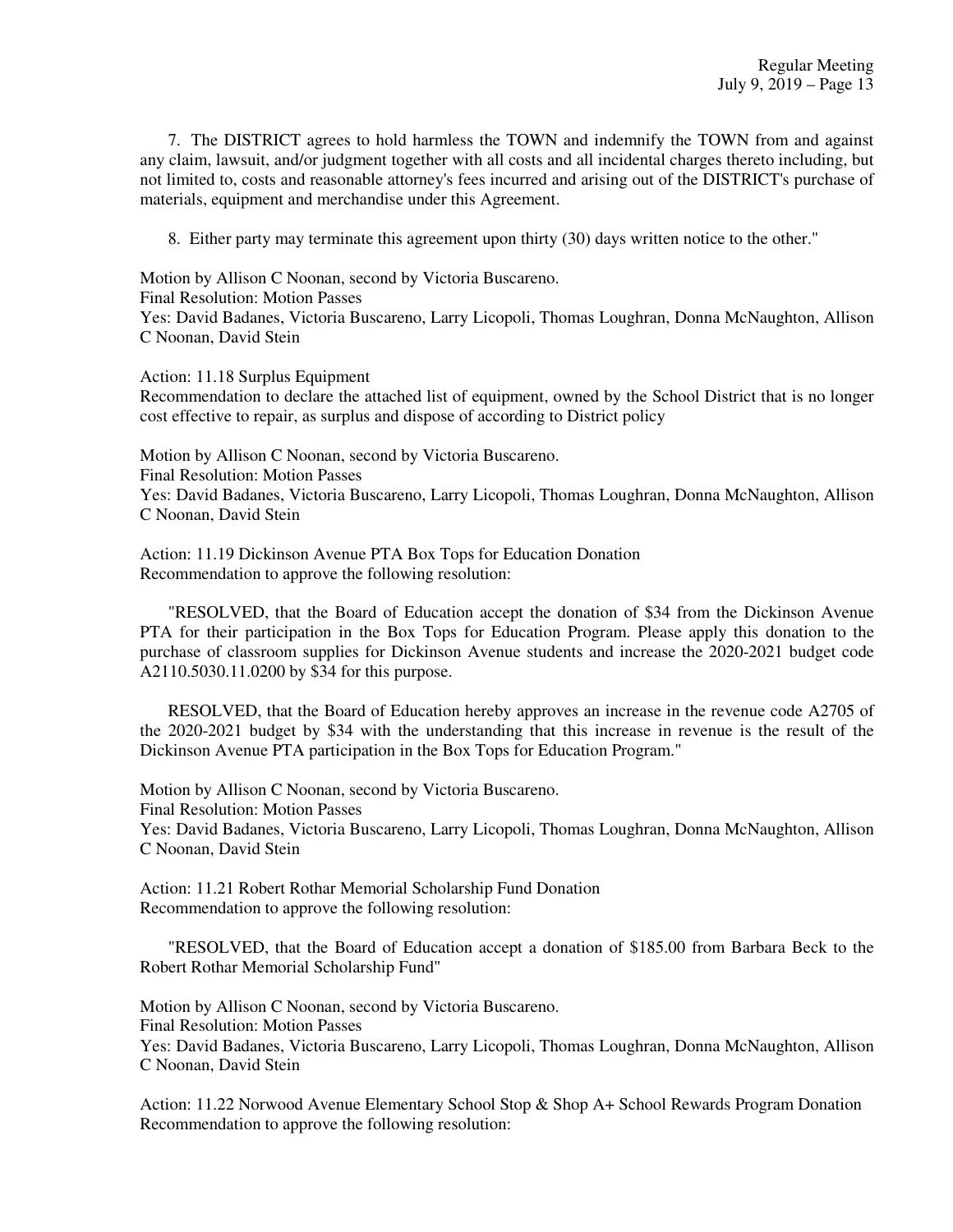7. The DISTRICT agrees to hold harmless the TOWN and indemnify the TOWN from and against any claim, lawsuit, and/or judgment together with all costs and all incidental charges thereto including, but not limited to, costs and reasonable attorney's fees incurred and arising out of the DISTRICT's purchase of materials, equipment and merchandise under this Agreement.

8. Either party may terminate this agreement upon thirty (30) days written notice to the other."

Motion by Allison C Noonan, second by Victoria Buscareno.
Final Resolution: Motion Passes
Yes: David Badanes, Victoria Buscareno, Larry Licopoli, Thomas Loughran, Donna McNaughton, Allison C Noonan, David Stein

Action: 11.18 Surplus Equipment
Recommendation to declare the attached list of equipment, owned by the School District that is no longer cost effective to repair, as surplus and dispose of according to District policy

Motion by Allison C Noonan, second by Victoria Buscareno.
Final Resolution: Motion Passes
Yes: David Badanes, Victoria Buscareno, Larry Licopoli, Thomas Loughran, Donna McNaughton, Allison C Noonan, David Stein

Action: 11.19 Dickinson Avenue PTA Box Tops for Education Donation
Recommendation to approve the following resolution:

"RESOLVED, that the Board of Education accept the donation of $34 from the Dickinson Avenue PTA for their participation in the Box Tops for Education Program. Please apply this donation to the purchase of classroom supplies for Dickinson Avenue students and increase the 2020-2021 budget code A2110.5030.11.0200 by $34 for this purpose.

RESOLVED, that the Board of Education hereby approves an increase in the revenue code A2705 of the 2020-2021 budget by $34 with the understanding that this increase in revenue is the result of the Dickinson Avenue PTA participation in the Box Tops for Education Program."

Motion by Allison C Noonan, second by Victoria Buscareno.
Final Resolution: Motion Passes
Yes: David Badanes, Victoria Buscareno, Larry Licopoli, Thomas Loughran, Donna McNaughton, Allison C Noonan, David Stein

Action: 11.21 Robert Rothar Memorial Scholarship Fund Donation
Recommendation to approve the following resolution:

"RESOLVED, that the Board of Education accept a donation of $185.00 from Barbara Beck to the Robert Rothar Memorial Scholarship Fund"

Motion by Allison C Noonan, second by Victoria Buscareno.
Final Resolution: Motion Passes
Yes: David Badanes, Victoria Buscareno, Larry Licopoli, Thomas Loughran, Donna McNaughton, Allison C Noonan, David Stein

Action: 11.22 Norwood Avenue Elementary School Stop & Shop A+ School Rewards Program Donation
Recommendation to approve the following resolution: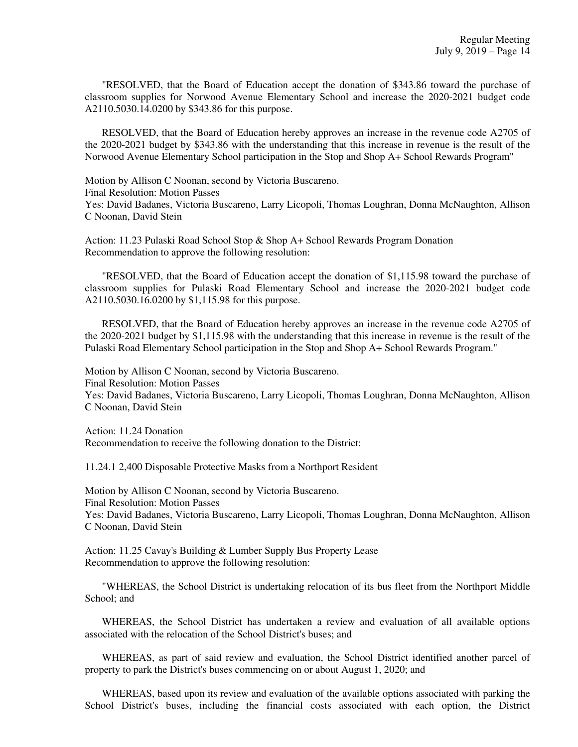"RESOLVED, that the Board of Education accept the donation of $343.86 toward the purchase of classroom supplies for Norwood Avenue Elementary School and increase the 2020-2021 budget code A2110.5030.14.0200 by $343.86 for this purpose.

RESOLVED, that the Board of Education hereby approves an increase in the revenue code A2705 of the 2020-2021 budget by $343.86 with the understanding that this increase in revenue is the result of the Norwood Avenue Elementary School participation in the Stop and Shop A+ School Rewards Program"

Motion by Allison C Noonan, second by Victoria Buscareno.
Final Resolution: Motion Passes
Yes: David Badanes, Victoria Buscareno, Larry Licopoli, Thomas Loughran, Donna McNaughton, Allison C Noonan, David Stein

Action: 11.23 Pulaski Road School Stop & Shop A+ School Rewards Program Donation
Recommendation to approve the following resolution:

"RESOLVED, that the Board of Education accept the donation of $1,115.98 toward the purchase of classroom supplies for Pulaski Road Elementary School and increase the 2020-2021 budget code A2110.5030.16.0200 by $1,115.98 for this purpose.

RESOLVED, that the Board of Education hereby approves an increase in the revenue code A2705 of the 2020-2021 budget by $1,115.98 with the understanding that this increase in revenue is the result of the Pulaski Road Elementary School participation in the Stop and Shop A+ School Rewards Program."

Motion by Allison C Noonan, second by Victoria Buscareno.
Final Resolution: Motion Passes
Yes: David Badanes, Victoria Buscareno, Larry Licopoli, Thomas Loughran, Donna McNaughton, Allison C Noonan, David Stein

Action: 11.24 Donation
Recommendation to receive the following donation to the District:

11.24.1 2,400 Disposable Protective Masks from a Northport Resident

Motion by Allison C Noonan, second by Victoria Buscareno.
Final Resolution: Motion Passes
Yes: David Badanes, Victoria Buscareno, Larry Licopoli, Thomas Loughran, Donna McNaughton, Allison C Noonan, David Stein

Action: 11.25 Cavay's Building & Lumber Supply Bus Property Lease
Recommendation to approve the following resolution:

"WHEREAS, the School District is undertaking relocation of its bus fleet from the Northport Middle School; and

WHEREAS, the School District has undertaken a review and evaluation of all available options associated with the relocation of the School District's buses; and

WHEREAS, as part of said review and evaluation, the School District identified another parcel of property to park the District's buses commencing on or about August 1, 2020; and

WHEREAS, based upon its review and evaluation of the available options associated with parking the School District's buses, including the financial costs associated with each option, the District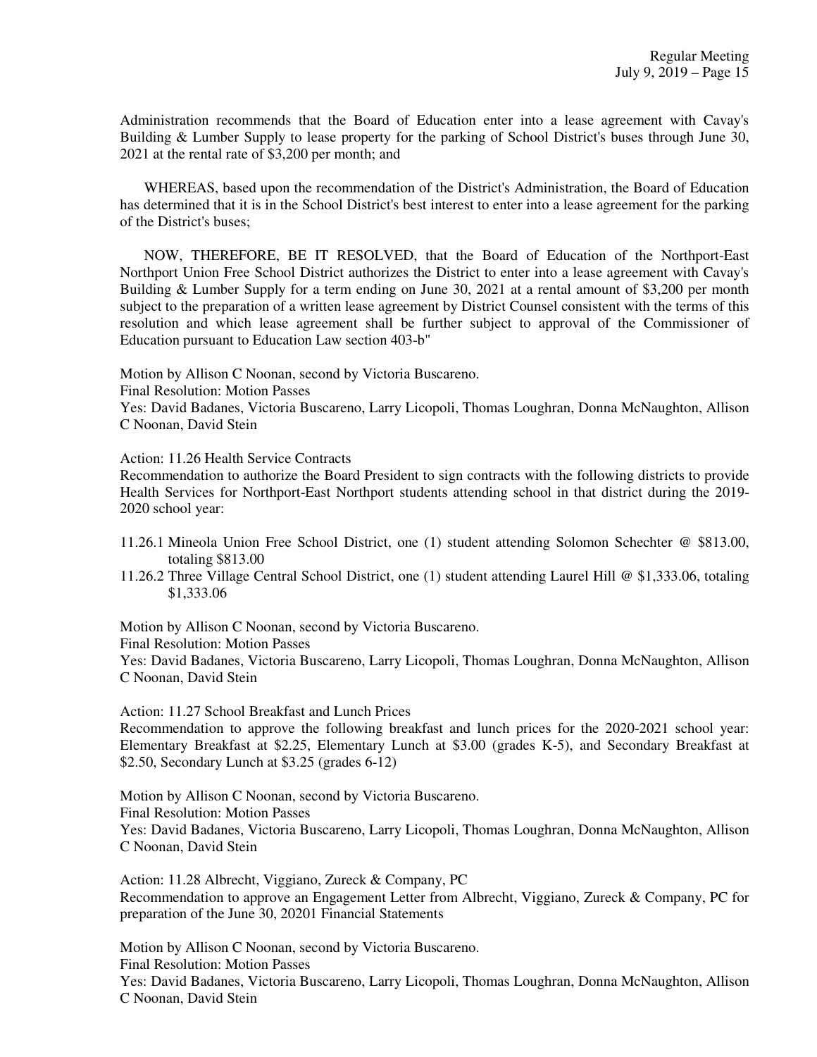Administration recommends that the Board of Education enter into a lease agreement with Cavay's Building & Lumber Supply to lease property for the parking of School District's buses through June 30, 2021 at the rental rate of $3,200 per month; and

WHEREAS, based upon the recommendation of the District's Administration, the Board of Education has determined that it is in the School District's best interest to enter into a lease agreement for the parking of the District's buses;

NOW, THEREFORE, BE IT RESOLVED, that the Board of Education of the Northport-East Northport Union Free School District authorizes the District to enter into a lease agreement with Cavay's Building & Lumber Supply for a term ending on June 30, 2021 at a rental amount of $3,200 per month subject to the preparation of a written lease agreement by District Counsel consistent with the terms of this resolution and which lease agreement shall be further subject to approval of the Commissioner of Education pursuant to Education Law section 403-b"

Motion by Allison C Noonan, second by Victoria Buscareno.
Final Resolution: Motion Passes
Yes: David Badanes, Victoria Buscareno, Larry Licopoli, Thomas Loughran, Donna McNaughton, Allison C Noonan, David Stein

Action: 11.26 Health Service Contracts
Recommendation to authorize the Board President to sign contracts with the following districts to provide Health Services for Northport-East Northport students attending school in that district during the 2019-2020 school year:

11.26.1 Mineola Union Free School District, one (1) student attending Solomon Schechter @ $813.00, totaling $813.00
11.26.2 Three Village Central School District, one (1) student attending Laurel Hill @ $1,333.06, totaling $1,333.06

Motion by Allison C Noonan, second by Victoria Buscareno.
Final Resolution: Motion Passes
Yes: David Badanes, Victoria Buscareno, Larry Licopoli, Thomas Loughran, Donna McNaughton, Allison C Noonan, David Stein

Action: 11.27 School Breakfast and Lunch Prices
Recommendation to approve the following breakfast and lunch prices for the 2020-2021 school year: Elementary Breakfast at $2.25, Elementary Lunch at $3.00 (grades K-5), and Secondary Breakfast at $2.50, Secondary Lunch at $3.25 (grades 6-12)

Motion by Allison C Noonan, second by Victoria Buscareno.
Final Resolution: Motion Passes
Yes: David Badanes, Victoria Buscareno, Larry Licopoli, Thomas Loughran, Donna McNaughton, Allison C Noonan, David Stein

Action: 11.28 Albrecht, Viggiano, Zureck & Company, PC
Recommendation to approve an Engagement Letter from Albrecht, Viggiano, Zureck & Company, PC for preparation of the June 30, 20201 Financial Statements

Motion by Allison C Noonan, second by Victoria Buscareno.
Final Resolution: Motion Passes
Yes: David Badanes, Victoria Buscareno, Larry Licopoli, Thomas Loughran, Donna McNaughton, Allison C Noonan, David Stein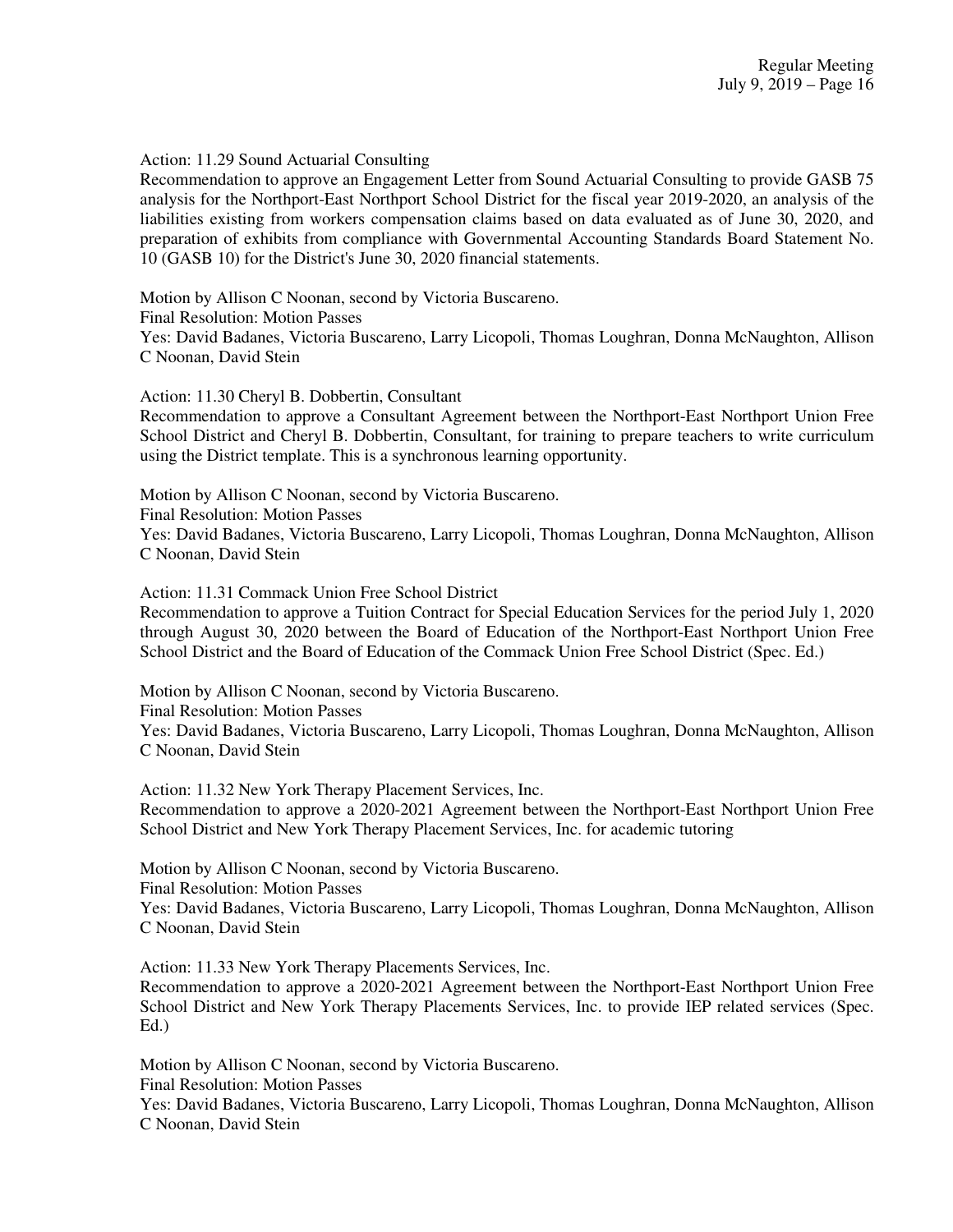Action: 11.29 Sound Actuarial Consulting

Recommendation to approve an Engagement Letter from Sound Actuarial Consulting to provide GASB 75 analysis for the Northport-East Northport School District for the fiscal year 2019-2020, an analysis of the liabilities existing from workers compensation claims based on data evaluated as of June 30, 2020, and preparation of exhibits from compliance with Governmental Accounting Standards Board Statement No. 10 (GASB 10) for the District's June 30, 2020 financial statements.

Motion by Allison C Noonan, second by Victoria Buscareno.
Final Resolution: Motion Passes
Yes: David Badanes, Victoria Buscareno, Larry Licopoli, Thomas Loughran, Donna McNaughton, Allison C Noonan, David Stein

Action: 11.30 Cheryl B. Dobbertin, Consultant

Recommendation to approve a Consultant Agreement between the Northport-East Northport Union Free School District and Cheryl B. Dobbertin, Consultant, for training to prepare teachers to write curriculum using the District template. This is a synchronous learning opportunity.

Motion by Allison C Noonan, second by Victoria Buscareno.
Final Resolution: Motion Passes
Yes: David Badanes, Victoria Buscareno, Larry Licopoli, Thomas Loughran, Donna McNaughton, Allison C Noonan, David Stein

Action: 11.31 Commack Union Free School District

Recommendation to approve a Tuition Contract for Special Education Services for the period July 1, 2020 through August 30, 2020 between the Board of Education of the Northport-East Northport Union Free School District and the Board of Education of the Commack Union Free School District (Spec. Ed.)

Motion by Allison C Noonan, second by Victoria Buscareno.
Final Resolution: Motion Passes
Yes: David Badanes, Victoria Buscareno, Larry Licopoli, Thomas Loughran, Donna McNaughton, Allison C Noonan, David Stein

Action: 11.32 New York Therapy Placement Services, Inc.

Recommendation to approve a 2020-2021 Agreement between the Northport-East Northport Union Free School District and New York Therapy Placement Services, Inc. for academic tutoring

Motion by Allison C Noonan, second by Victoria Buscareno.
Final Resolution: Motion Passes
Yes: David Badanes, Victoria Buscareno, Larry Licopoli, Thomas Loughran, Donna McNaughton, Allison C Noonan, David Stein

Action: 11.33 New York Therapy Placements Services, Inc.

Recommendation to approve a 2020-2021 Agreement between the Northport-East Northport Union Free School District and New York Therapy Placements Services, Inc. to provide IEP related services (Spec. Ed.)

Motion by Allison C Noonan, second by Victoria Buscareno.
Final Resolution: Motion Passes
Yes: David Badanes, Victoria Buscareno, Larry Licopoli, Thomas Loughran, Donna McNaughton, Allison C Noonan, David Stein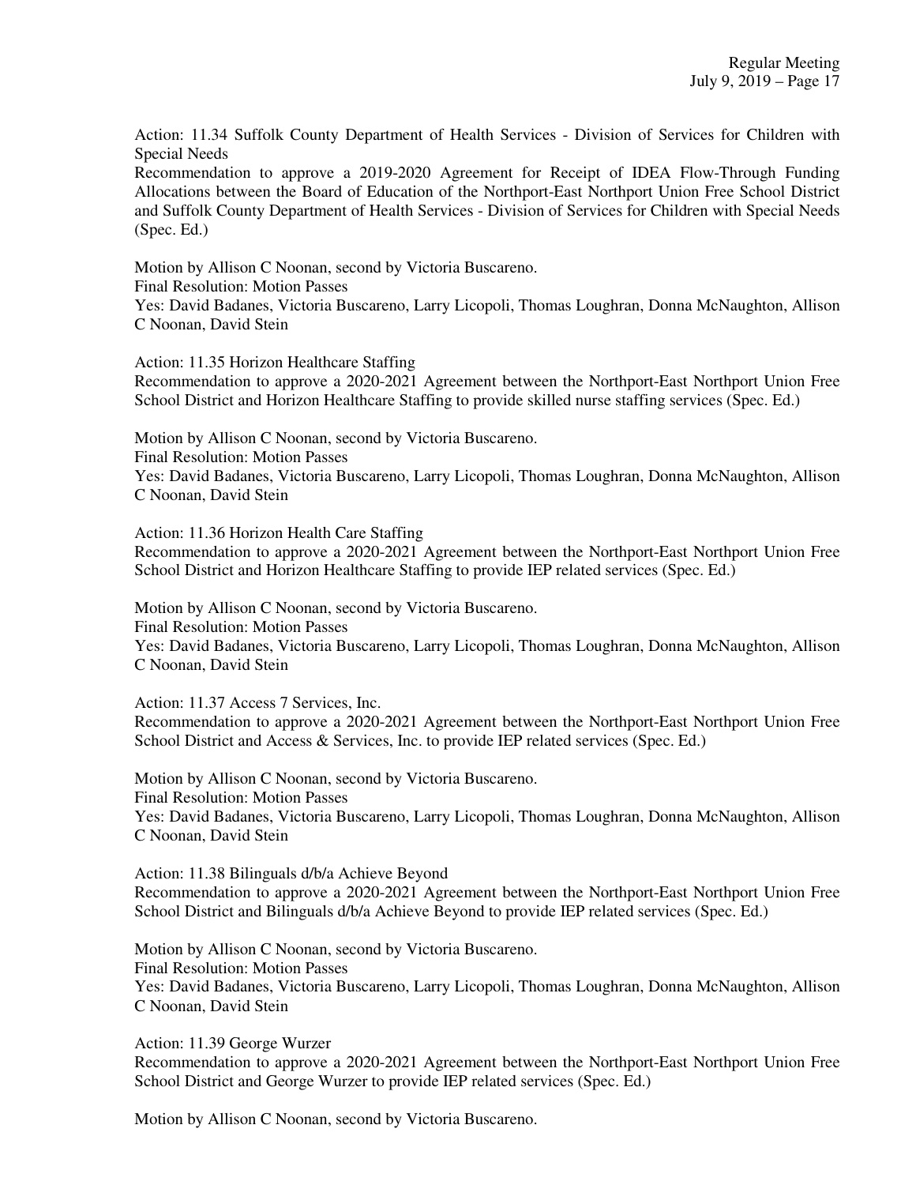Action: 11.34 Suffolk County Department of Health Services - Division of Services for Children with Special Needs

Recommendation to approve a 2019-2020 Agreement for Receipt of IDEA Flow-Through Funding Allocations between the Board of Education of the Northport-East Northport Union Free School District and Suffolk County Department of Health Services - Division of Services for Children with Special Needs (Spec. Ed.)

Motion by Allison C Noonan, second by Victoria Buscareno.
Final Resolution: Motion Passes
Yes: David Badanes, Victoria Buscareno, Larry Licopoli, Thomas Loughran, Donna McNaughton, Allison C Noonan, David Stein

Action: 11.35 Horizon Healthcare Staffing

Recommendation to approve a 2020-2021 Agreement between the Northport-East Northport Union Free School District and Horizon Healthcare Staffing to provide skilled nurse staffing services (Spec. Ed.)

Motion by Allison C Noonan, second by Victoria Buscareno.
Final Resolution: Motion Passes
Yes: David Badanes, Victoria Buscareno, Larry Licopoli, Thomas Loughran, Donna McNaughton, Allison C Noonan, David Stein

Action: 11.36 Horizon Health Care Staffing

Recommendation to approve a 2020-2021 Agreement between the Northport-East Northport Union Free School District and Horizon Healthcare Staffing to provide IEP related services (Spec. Ed.)

Motion by Allison C Noonan, second by Victoria Buscareno.
Final Resolution: Motion Passes
Yes: David Badanes, Victoria Buscareno, Larry Licopoli, Thomas Loughran, Donna McNaughton, Allison C Noonan, David Stein

Action: 11.37 Access 7 Services, Inc.

Recommendation to approve a 2020-2021 Agreement between the Northport-East Northport Union Free School District and Access & Services, Inc. to provide IEP related services (Spec. Ed.)

Motion by Allison C Noonan, second by Victoria Buscareno.
Final Resolution: Motion Passes
Yes: David Badanes, Victoria Buscareno, Larry Licopoli, Thomas Loughran, Donna McNaughton, Allison C Noonan, David Stein

Action: 11.38 Bilinguals d/b/a Achieve Beyond

Recommendation to approve a 2020-2021 Agreement between the Northport-East Northport Union Free School District and Bilinguals d/b/a Achieve Beyond to provide IEP related services (Spec. Ed.)

Motion by Allison C Noonan, second by Victoria Buscareno.
Final Resolution: Motion Passes
Yes: David Badanes, Victoria Buscareno, Larry Licopoli, Thomas Loughran, Donna McNaughton, Allison C Noonan, David Stein

Action: 11.39 George Wurzer

Recommendation to approve a 2020-2021 Agreement between the Northport-East Northport Union Free School District and George Wurzer to provide IEP related services (Spec. Ed.)

Motion by Allison C Noonan, second by Victoria Buscareno.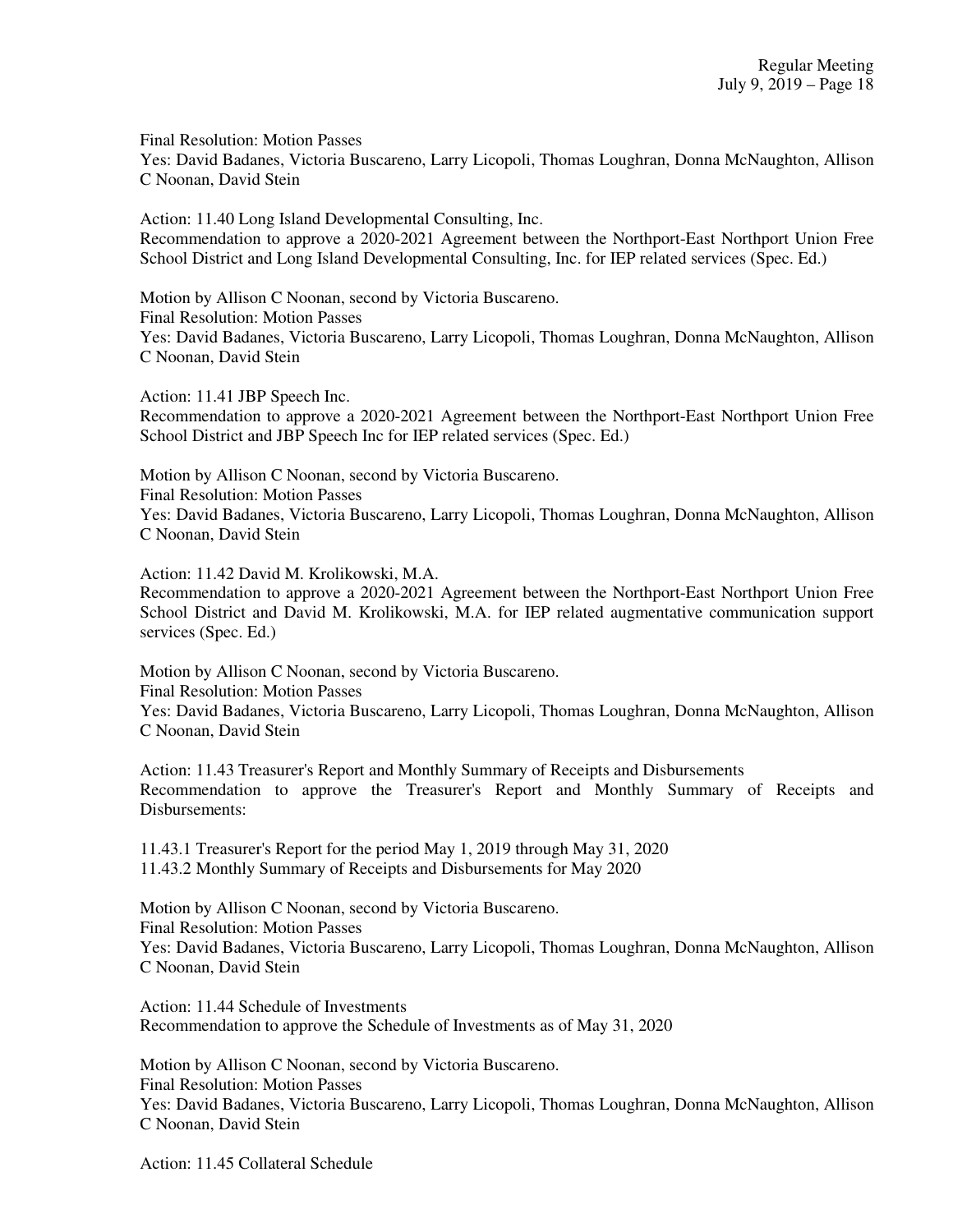Final Resolution: Motion Passes
Yes: David Badanes, Victoria Buscareno, Larry Licopoli, Thomas Loughran, Donna McNaughton, Allison C Noonan, David Stein

Action: 11.40 Long Island Developmental Consulting, Inc.
Recommendation to approve a 2020-2021 Agreement between the Northport-East Northport Union Free School District and Long Island Developmental Consulting, Inc. for IEP related services (Spec. Ed.)

Motion by Allison C Noonan, second by Victoria Buscareno.
Final Resolution: Motion Passes
Yes: David Badanes, Victoria Buscareno, Larry Licopoli, Thomas Loughran, Donna McNaughton, Allison C Noonan, David Stein

Action: 11.41 JBP Speech Inc.
Recommendation to approve a 2020-2021 Agreement between the Northport-East Northport Union Free School District and JBP Speech Inc for IEP related services (Spec. Ed.)

Motion by Allison C Noonan, second by Victoria Buscareno.
Final Resolution: Motion Passes
Yes: David Badanes, Victoria Buscareno, Larry Licopoli, Thomas Loughran, Donna McNaughton, Allison C Noonan, David Stein

Action: 11.42 David M. Krolikowski, M.A.
Recommendation to approve a 2020-2021 Agreement between the Northport-East Northport Union Free School District and David M. Krolikowski, M.A. for IEP related augmentative communication support services (Spec. Ed.)

Motion by Allison C Noonan, second by Victoria Buscareno.
Final Resolution: Motion Passes
Yes: David Badanes, Victoria Buscareno, Larry Licopoli, Thomas Loughran, Donna McNaughton, Allison C Noonan, David Stein

Action: 11.43 Treasurer's Report and Monthly Summary of Receipts and Disbursements
Recommendation to approve the Treasurer's Report and Monthly Summary of Receipts and Disbursements:

11.43.1 Treasurer's Report for the period May 1, 2019 through May 31, 2020
11.43.2 Monthly Summary of Receipts and Disbursements for May 2020

Motion by Allison C Noonan, second by Victoria Buscareno.
Final Resolution: Motion Passes
Yes: David Badanes, Victoria Buscareno, Larry Licopoli, Thomas Loughran, Donna McNaughton, Allison C Noonan, David Stein

Action: 11.44 Schedule of Investments
Recommendation to approve the Schedule of Investments as of May 31, 2020

Motion by Allison C Noonan, second by Victoria Buscareno.
Final Resolution: Motion Passes
Yes: David Badanes, Victoria Buscareno, Larry Licopoli, Thomas Loughran, Donna McNaughton, Allison C Noonan, David Stein

Action: 11.45 Collateral Schedule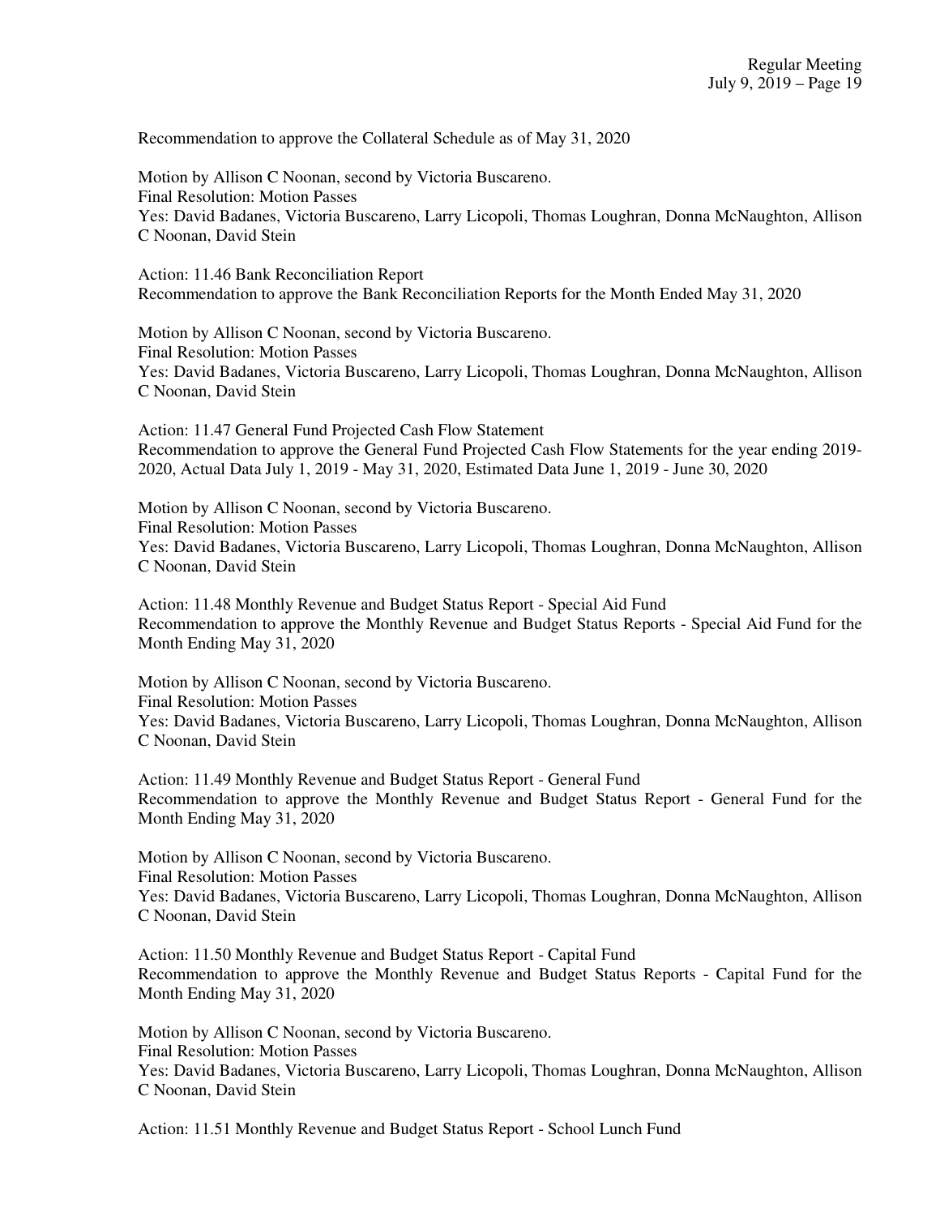Recommendation to approve the Collateral Schedule as of May 31, 2020

Motion by Allison C Noonan, second by Victoria Buscareno.
Final Resolution: Motion Passes
Yes: David Badanes, Victoria Buscareno, Larry Licopoli, Thomas Loughran, Donna McNaughton, Allison C Noonan, David Stein

Action: 11.46 Bank Reconciliation Report
Recommendation to approve the Bank Reconciliation Reports for the Month Ended May 31, 2020

Motion by Allison C Noonan, second by Victoria Buscareno.
Final Resolution: Motion Passes
Yes: David Badanes, Victoria Buscareno, Larry Licopoli, Thomas Loughran, Donna McNaughton, Allison C Noonan, David Stein

Action: 11.47 General Fund Projected Cash Flow Statement
Recommendation to approve the General Fund Projected Cash Flow Statements for the year ending 2019-2020, Actual Data July 1, 2019 - May 31, 2020, Estimated Data June 1, 2019 - June 30, 2020

Motion by Allison C Noonan, second by Victoria Buscareno.
Final Resolution: Motion Passes
Yes: David Badanes, Victoria Buscareno, Larry Licopoli, Thomas Loughran, Donna McNaughton, Allison C Noonan, David Stein

Action: 11.48 Monthly Revenue and Budget Status Report - Special Aid Fund
Recommendation to approve the Monthly Revenue and Budget Status Reports - Special Aid Fund for the Month Ending May 31, 2020

Motion by Allison C Noonan, second by Victoria Buscareno.
Final Resolution: Motion Passes
Yes: David Badanes, Victoria Buscareno, Larry Licopoli, Thomas Loughran, Donna McNaughton, Allison C Noonan, David Stein

Action: 11.49 Monthly Revenue and Budget Status Report - General Fund
Recommendation to approve the Monthly Revenue and Budget Status Report - General Fund for the Month Ending May 31, 2020

Motion by Allison C Noonan, second by Victoria Buscareno.
Final Resolution: Motion Passes
Yes: David Badanes, Victoria Buscareno, Larry Licopoli, Thomas Loughran, Donna McNaughton, Allison C Noonan, David Stein

Action: 11.50 Monthly Revenue and Budget Status Report - Capital Fund
Recommendation to approve the Monthly Revenue and Budget Status Reports - Capital Fund for the Month Ending May 31, 2020

Motion by Allison C Noonan, second by Victoria Buscareno.
Final Resolution: Motion Passes
Yes: David Badanes, Victoria Buscareno, Larry Licopoli, Thomas Loughran, Donna McNaughton, Allison C Noonan, David Stein

Action: 11.51 Monthly Revenue and Budget Status Report - School Lunch Fund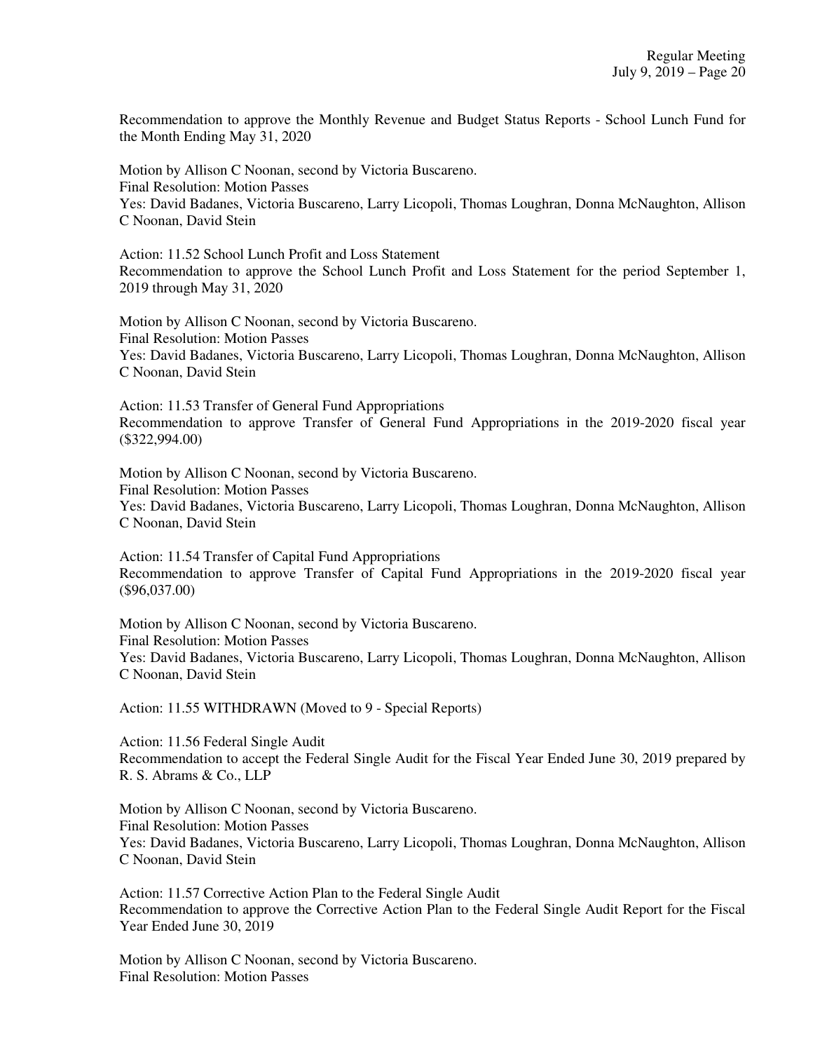Recommendation to approve the Monthly Revenue and Budget Status Reports - School Lunch Fund for the Month Ending May 31, 2020

Motion by Allison C Noonan, second by Victoria Buscareno.
Final Resolution: Motion Passes
Yes: David Badanes, Victoria Buscareno, Larry Licopoli, Thomas Loughran, Donna McNaughton, Allison C Noonan, David Stein

Action: 11.52 School Lunch Profit and Loss Statement
Recommendation to approve the School Lunch Profit and Loss Statement for the period September 1, 2019 through May 31, 2020

Motion by Allison C Noonan, second by Victoria Buscareno.
Final Resolution: Motion Passes
Yes: David Badanes, Victoria Buscareno, Larry Licopoli, Thomas Loughran, Donna McNaughton, Allison C Noonan, David Stein

Action: 11.53 Transfer of General Fund Appropriations
Recommendation to approve Transfer of General Fund Appropriations in the 2019-2020 fiscal year ($322,994.00)

Motion by Allison C Noonan, second by Victoria Buscareno.
Final Resolution: Motion Passes
Yes: David Badanes, Victoria Buscareno, Larry Licopoli, Thomas Loughran, Donna McNaughton, Allison C Noonan, David Stein

Action: 11.54 Transfer of Capital Fund Appropriations
Recommendation to approve Transfer of Capital Fund Appropriations in the 2019-2020 fiscal year ($96,037.00)

Motion by Allison C Noonan, second by Victoria Buscareno.
Final Resolution: Motion Passes
Yes: David Badanes, Victoria Buscareno, Larry Licopoli, Thomas Loughran, Donna McNaughton, Allison C Noonan, David Stein

Action: 11.55 WITHDRAWN (Moved to 9 - Special Reports)

Action: 11.56 Federal Single Audit
Recommendation to accept the Federal Single Audit for the Fiscal Year Ended June 30, 2019 prepared by R. S. Abrams & Co., LLP

Motion by Allison C Noonan, second by Victoria Buscareno.
Final Resolution: Motion Passes
Yes: David Badanes, Victoria Buscareno, Larry Licopoli, Thomas Loughran, Donna McNaughton, Allison C Noonan, David Stein

Action: 11.57 Corrective Action Plan to the Federal Single Audit
Recommendation to approve the Corrective Action Plan to the Federal Single Audit Report for the Fiscal Year Ended June 30, 2019

Motion by Allison C Noonan, second by Victoria Buscareno.
Final Resolution: Motion Passes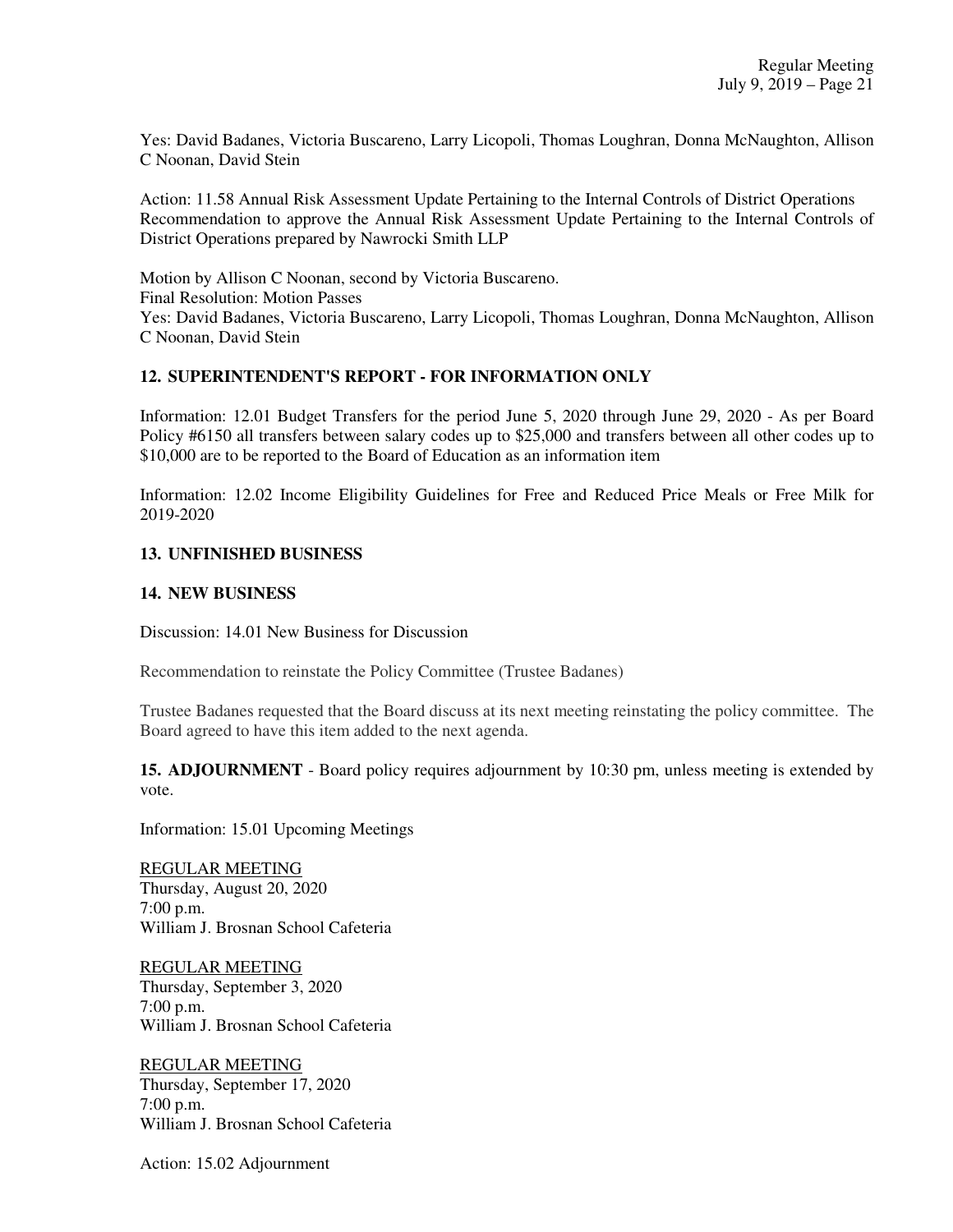Yes: David Badanes, Victoria Buscareno, Larry Licopoli, Thomas Loughran, Donna McNaughton, Allison C Noonan, David Stein

Action: 11.58 Annual Risk Assessment Update Pertaining to the Internal Controls of District Operations
Recommendation to approve the Annual Risk Assessment Update Pertaining to the Internal Controls of District Operations prepared by Nawrocki Smith LLP

Motion by Allison C Noonan, second by Victoria Buscareno.
Final Resolution: Motion Passes
Yes: David Badanes, Victoria Buscareno, Larry Licopoli, Thomas Loughran, Donna McNaughton, Allison C Noonan, David Stein

## 12. SUPERINTENDENT'S REPORT - FOR INFORMATION ONLY

Information: 12.01 Budget Transfers for the period June 5, 2020 through June 29, 2020 - As per Board Policy #6150 all transfers between salary codes up to $25,000 and transfers between all other codes up to $10,000 are to be reported to the Board of Education as an information item

Information: 12.02 Income Eligibility Guidelines for Free and Reduced Price Meals or Free Milk for 2019-2020

## 13. UNFINISHED BUSINESS

## 14. NEW BUSINESS

Discussion: 14.01 New Business for Discussion

Recommendation to reinstate the Policy Committee (Trustee Badanes)

Trustee Badanes requested that the Board discuss at its next meeting reinstating the policy committee. The Board agreed to have this item added to the next agenda.

**15. ADJOURNMENT** - Board policy requires adjournment by 10:30 pm, unless meeting is extended by vote.

Information: 15.01 Upcoming Meetings

REGULAR MEETING
Thursday, August 20, 2020
7:00 p.m.
William J. Brosnan School Cafeteria

REGULAR MEETING
Thursday, September 3, 2020
7:00 p.m.
William J. Brosnan School Cafeteria

REGULAR MEETING
Thursday, September 17, 2020
7:00 p.m.
William J. Brosnan School Cafeteria

Action: 15.02 Adjournment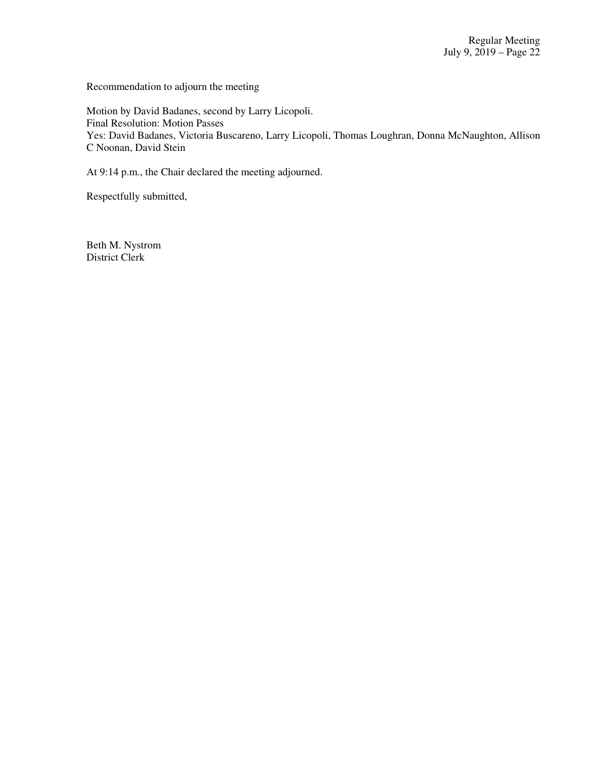Recommendation to adjourn the meeting

Motion by David Badanes, second by Larry Licopoli.
Final Resolution: Motion Passes
Yes: David Badanes, Victoria Buscareno, Larry Licopoli, Thomas Loughran, Donna McNaughton, Allison C Noonan, David Stein

At 9:14 p.m., the Chair declared the meeting adjourned.

Respectfully submitted,

Beth M. Nystrom
District Clerk